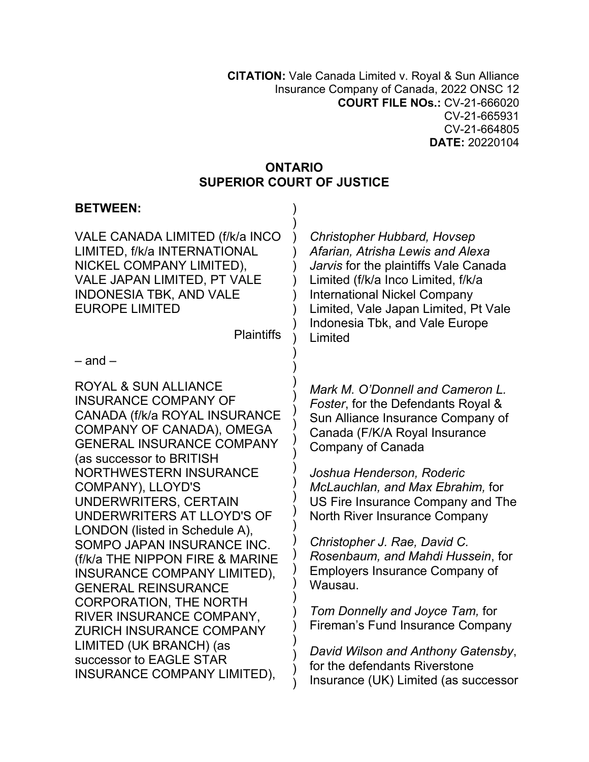**CITATION:** Vale Canada Limited v. Royal & Sun Alliance Insurance Company of Canada, 2022 ONSC 12
**COURT FILE NOs.:** CV-21-666020
CV-21-665931
CV-21-664805
**DATE:** 20220104

**ONTARIO**
**SUPERIOR COURT OF JUSTICE**

**BETWEEN:**

VALE CANADA LIMITED (f/k/a INCO LIMITED, f/k/a INTERNATIONAL NICKEL COMPANY LIMITED), VALE JAPAN LIMITED, PT VALE INDONESIA TBK, AND VALE EUROPE LIMITED

Plaintiffs

– and –

ROYAL & SUN ALLIANCE INSURANCE COMPANY OF CANADA (f/k/a ROYAL INSURANCE COMPANY OF CANADA), OMEGA GENERAL INSURANCE COMPANY (as successor to BRITISH NORTHWESTERN INSURANCE COMPANY), LLOYD'S UNDERWRITERS, CERTAIN UNDERWRITERS AT LLOYD'S OF LONDON (listed in Schedule A), SOMPO JAPAN INSURANCE INC. (f/k/a THE NIPPON FIRE & MARINE INSURANCE COMPANY LIMITED), GENERAL REINSURANCE CORPORATION, THE NORTH RIVER INSURANCE COMPANY, ZURICH INSURANCE COMPANY LIMITED (UK BRANCH) (as successor to EAGLE STAR INSURANCE COMPANY LIMITED),

*Christopher Hubbard, Hovsep Afarian, Atrisha Lewis and Alexa Jarvis* for the plaintiffs Vale Canada Limited (f/k/a Inco Limited, f/k/a International Nickel Company Limited, Vale Japan Limited, Pt Vale Indonesia Tbk, and Vale Europe Limited

*Mark M. O'Donnell and Cameron L. Foster*, for the Defendants Royal & Sun Alliance Insurance Company of Canada (F/K/A Royal Insurance Company of Canada

*Joshua Henderson, Roderic McLauchlan, and Max Ebrahim,* for US Fire Insurance Company and The North River Insurance Company

*Christopher J. Rae, David C. Rosenbaum, and Mahdi Hussein*, for Employers Insurance Company of Wausau.

*Tom Donnelly and Joyce Tam,* for Fireman's Fund Insurance Company

*David Wilson and Anthony Gatensby*, for the defendants Riverstone Insurance (UK) Limited (as successor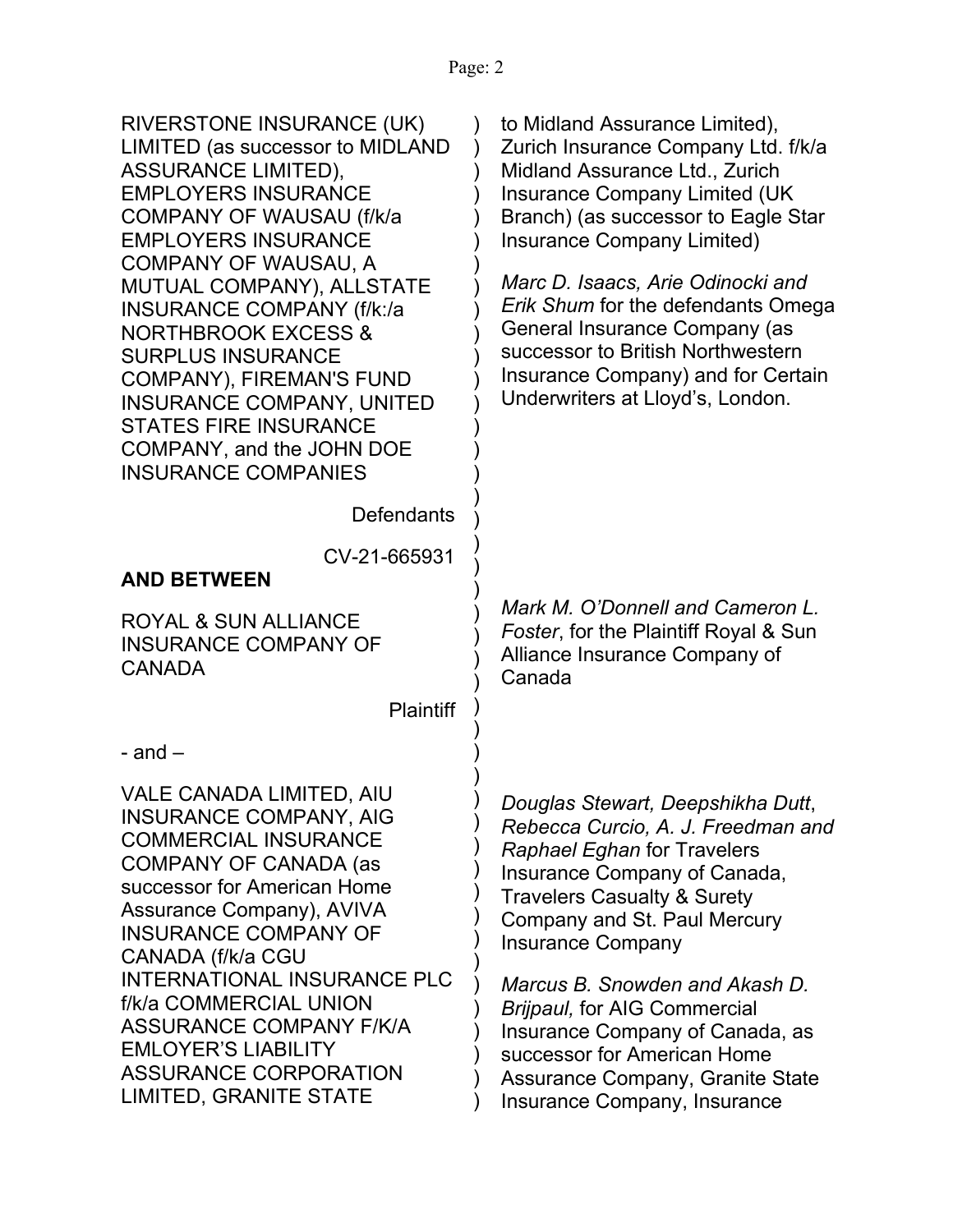RIVERSTONE INSURANCE (UK) LIMITED (as successor to MIDLAND ASSURANCE LIMITED), EMPLOYERS INSURANCE COMPANY OF WAUSAU (f/k/a EMPLOYERS INSURANCE COMPANY OF WAUSAU, A MUTUAL COMPANY), ALLSTATE INSURANCE COMPANY (f/k:/a NORTHBROOK EXCESS & SURPLUS INSURANCE COMPANY), FIREMAN'S FUND INSURANCE COMPANY, UNITED STATES FIRE INSURANCE COMPANY, and the JOHN DOE INSURANCE COMPANIES

Defendants

to Midland Assurance Limited), Zurich Insurance Company Ltd. f/k/a Midland Assurance Ltd., Zurich Insurance Company Limited (UK Branch) (as successor to Eagle Star Insurance Company Limited)

*Marc D. Isaacs, Arie Odinocki and Erik Shum* for the defendants Omega General Insurance Company (as successor to British Northwestern Insurance Company) and for Certain Underwriters at Lloyd's, London.

CV-21-665931

**AND BETWEEN**

ROYAL & SUN ALLIANCE INSURANCE COMPANY OF CANADA

Plaintiff

*Mark M. O'Donnell and Cameron L. Foster*, for the Plaintiff Royal & Sun Alliance Insurance Company of Canada

- and –

VALE CANADA LIMITED, AIU INSURANCE COMPANY, AIG COMMERCIAL INSURANCE COMPANY OF CANADA (as successor for American Home Assurance Company), AVIVA INSURANCE COMPANY OF CANADA (f/k/a CGU INTERNATIONAL INSURANCE PLC f/k/a COMMERCIAL UNION ASSURANCE COMPANY F/K/A EMLOYER'S LIABILITY ASSURANCE CORPORATION LIMITED, GRANITE STATE

*Douglas Stewart, Deepshikha Dutt, Rebecca Curcio, A. J. Freedman and Raphael Eghan* for Travelers Insurance Company of Canada, Travelers Casualty & Surety Company and St. Paul Mercury Insurance Company

*Marcus B. Snowden and Akash D. Brijpaul,* for AIG Commercial Insurance Company of Canada, as successor for American Home Assurance Company, Granite State Insurance Company, Insurance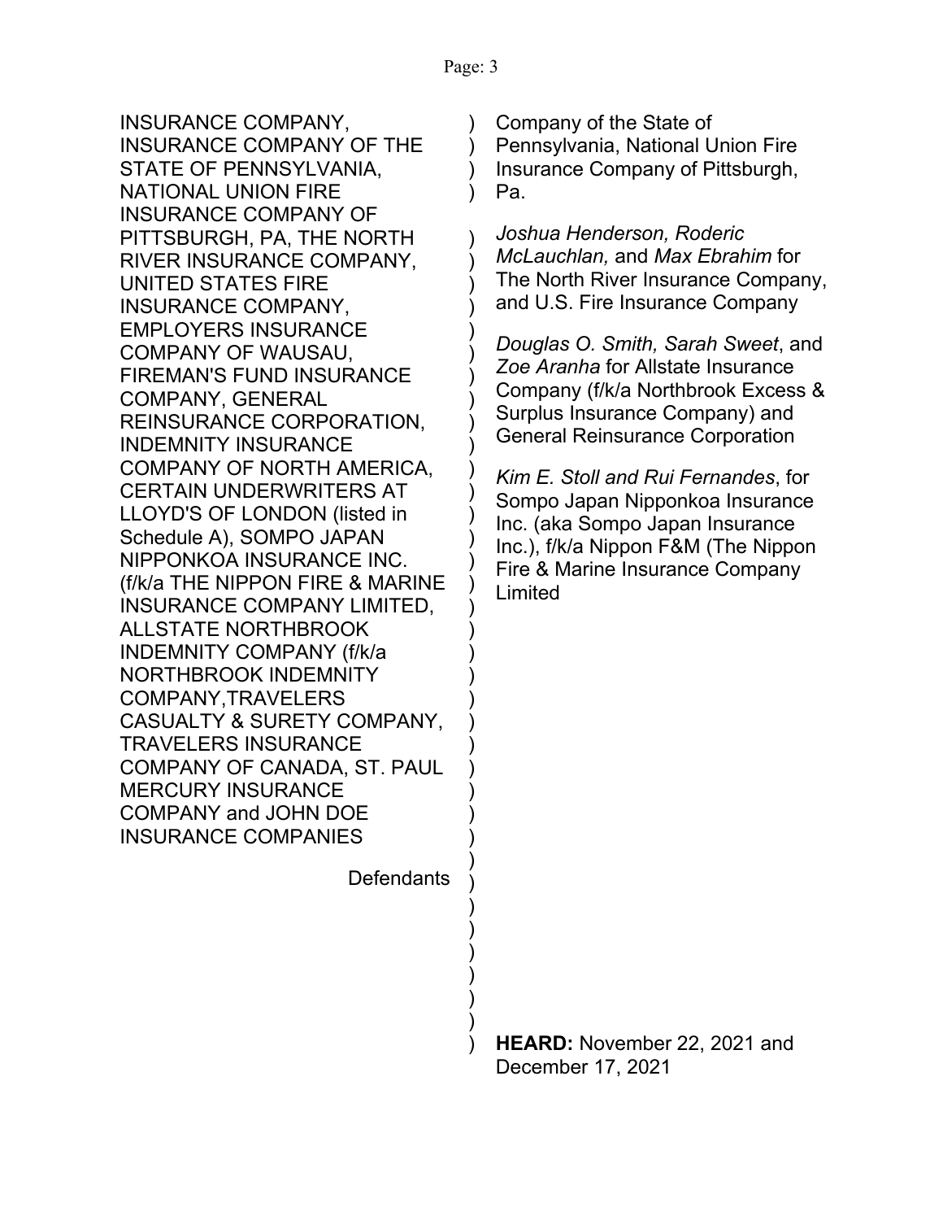INSURANCE COMPANY, INSURANCE COMPANY OF THE STATE OF PENNSYLVANIA, NATIONAL UNION FIRE INSURANCE COMPANY OF PITTSBURGH, PA, THE NORTH RIVER INSURANCE COMPANY, UNITED STATES FIRE INSURANCE COMPANY, EMPLOYERS INSURANCE COMPANY OF WAUSAU, FIREMAN'S FUND INSURANCE COMPANY, GENERAL REINSURANCE CORPORATION, INDEMNITY INSURANCE COMPANY OF NORTH AMERICA, CERTAIN UNDERWRITERS AT LLOYD'S OF LONDON (listed in Schedule A), SOMPO JAPAN NIPPONKOA INSURANCE INC. (f/k/a THE NIPPON FIRE & MARINE INSURANCE COMPANY LIMITED, ALLSTATE NORTHBROOK INDEMNITY COMPANY (f/k/a NORTHBROOK INDEMNITY COMPANY,TRAVELERS CASUALTY & SURETY COMPANY, TRAVELERS INSURANCE COMPANY OF CANADA, ST. PAUL MERCURY INSURANCE COMPANY and JOHN DOE INSURANCE COMPANIES

Defendants

Company of the State of Pennsylvania, National Union Fire Insurance Company of Pittsburgh, Pa.

*Joshua Henderson, Roderic McLauchlan,* and *Max Ebrahim* for The North River Insurance Company, and U.S. Fire Insurance Company

*Douglas O. Smith, Sarah Sweet*, and *Zoe Aranha* for Allstate Insurance Company (f/k/a Northbrook Excess & Surplus Insurance Company) and General Reinsurance Corporation

*Kim E. Stoll and Rui Fernandes*, for Sompo Japan Nipponkoa Insurance Inc. (aka Sompo Japan Insurance Inc.), f/k/a Nippon F&M (The Nippon Fire & Marine Insurance Company Limited

**HEARD:** November 22, 2021 and December 17, 2021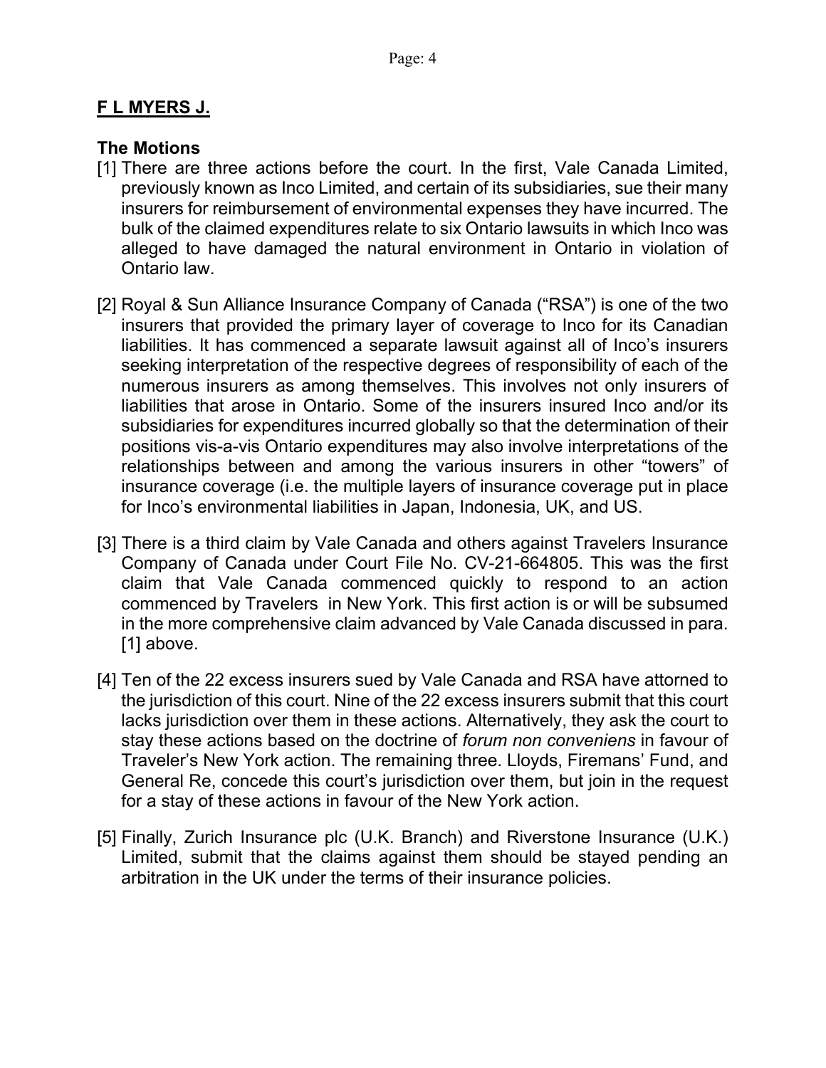## **F L MYERS J.**

### The Motions

[1] There are three actions before the court. In the first, Vale Canada Limited, previously known as Inco Limited, and certain of its subsidiaries, sue their many insurers for reimbursement of environmental expenses they have incurred. The bulk of the claimed expenditures relate to six Ontario lawsuits in which Inco was alleged to have damaged the natural environment in Ontario in violation of Ontario law.

[2] Royal & Sun Alliance Insurance Company of Canada ("RSA") is one of the two insurers that provided the primary layer of coverage to Inco for its Canadian liabilities. It has commenced a separate lawsuit against all of Inco's insurers seeking interpretation of the respective degrees of responsibility of each of the numerous insurers as among themselves. This involves not only insurers of liabilities that arose in Ontario. Some of the insurers insured Inco and/or its subsidiaries for expenditures incurred globally so that the determination of their positions vis-a-vis Ontario expenditures may also involve interpretations of the relationships between and among the various insurers in other "towers" of insurance coverage (i.e. the multiple layers of insurance coverage put in place for Inco's environmental liabilities in Japan, Indonesia, UK, and US.

[3] There is a third claim by Vale Canada and others against Travelers Insurance Company of Canada under Court File No. CV-21-664805. This was the first claim that Vale Canada commenced quickly to respond to an action commenced by Travelers in New York. This first action is or will be subsumed in the more comprehensive claim advanced by Vale Canada discussed in para. [1] above.

[4] Ten of the 22 excess insurers sued by Vale Canada and RSA have attorned to the jurisdiction of this court. Nine of the 22 excess insurers submit that this court lacks jurisdiction over them in these actions. Alternatively, they ask the court to stay these actions based on the doctrine of *forum non conveniens* in favour of Traveler's New York action. The remaining three. Lloyds, Firemans' Fund, and General Re, concede this court's jurisdiction over them, but join in the request for a stay of these actions in favour of the New York action.

[5] Finally, Zurich Insurance plc (U.K. Branch) and Riverstone Insurance (U.K.) Limited, submit that the claims against them should be stayed pending an arbitration in the UK under the terms of their insurance policies.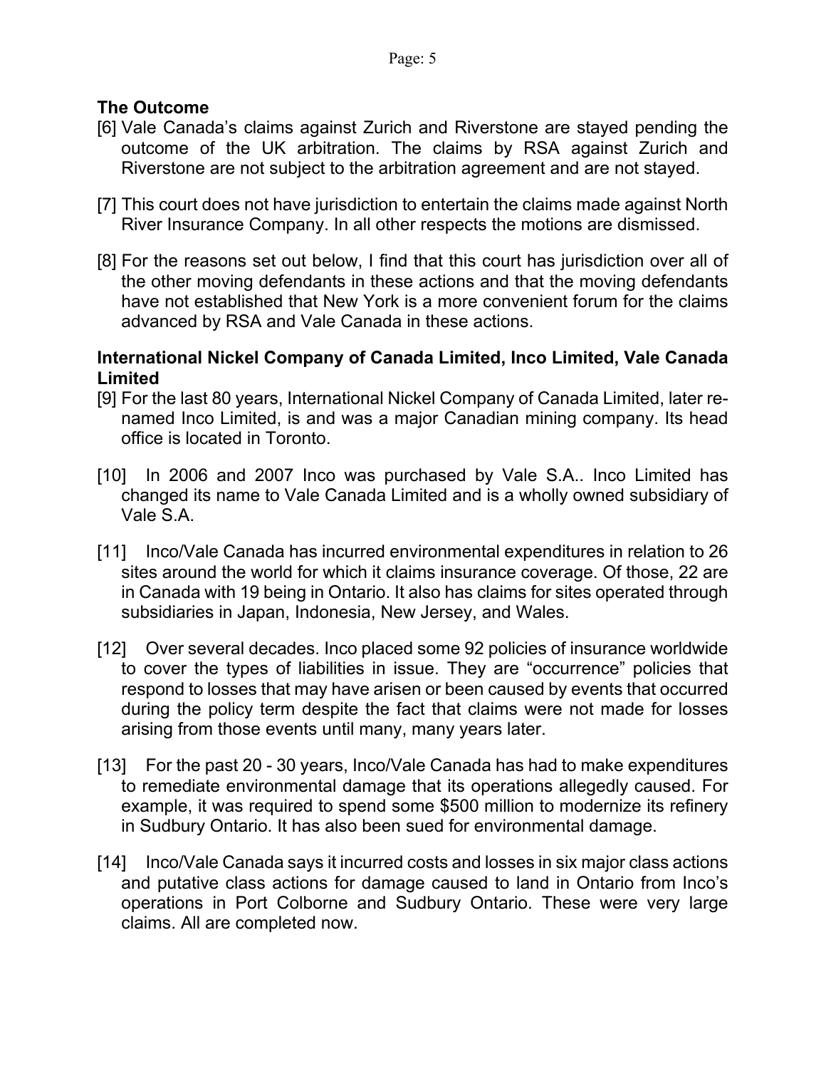**The Outcome**

[6] Vale Canada's claims against Zurich and Riverstone are stayed pending the outcome of the UK arbitration. The claims by RSA against Zurich and Riverstone are not subject to the arbitration agreement and are not stayed.

[7] This court does not have jurisdiction to entertain the claims made against North River Insurance Company. In all other respects the motions are dismissed.

[8] For the reasons set out below, I find that this court has jurisdiction over all of the other moving defendants in these actions and that the moving defendants have not established that New York is a more convenient forum for the claims advanced by RSA and Vale Canada in these actions.

**International Nickel Company of Canada Limited, Inco Limited, Vale Canada Limited**

[9] For the last 80 years, International Nickel Company of Canada Limited, later re-named Inco Limited, is and was a major Canadian mining company. Its head office is located in Toronto.

[10] In 2006 and 2007 Inco was purchased by Vale S.A.. Inco Limited has changed its name to Vale Canada Limited and is a wholly owned subsidiary of Vale S.A.

[11] Inco/Vale Canada has incurred environmental expenditures in relation to 26 sites around the world for which it claims insurance coverage. Of those, 22 are in Canada with 19 being in Ontario. It also has claims for sites operated through subsidiaries in Japan, Indonesia, New Jersey, and Wales.

[12] Over several decades. Inco placed some 92 policies of insurance worldwide to cover the types of liabilities in issue. They are "occurrence" policies that respond to losses that may have arisen or been caused by events that occurred during the policy term despite the fact that claims were not made for losses arising from those events until many, many years later.

[13] For the past 20 - 30 years, Inco/Vale Canada has had to make expenditures to remediate environmental damage that its operations allegedly caused. For example, it was required to spend some $500 million to modernize its refinery in Sudbury Ontario. It has also been sued for environmental damage.

[14] Inco/Vale Canada says it incurred costs and losses in six major class actions and putative class actions for damage caused to land in Ontario from Inco's operations in Port Colborne and Sudbury Ontario. These were very large claims. All are completed now.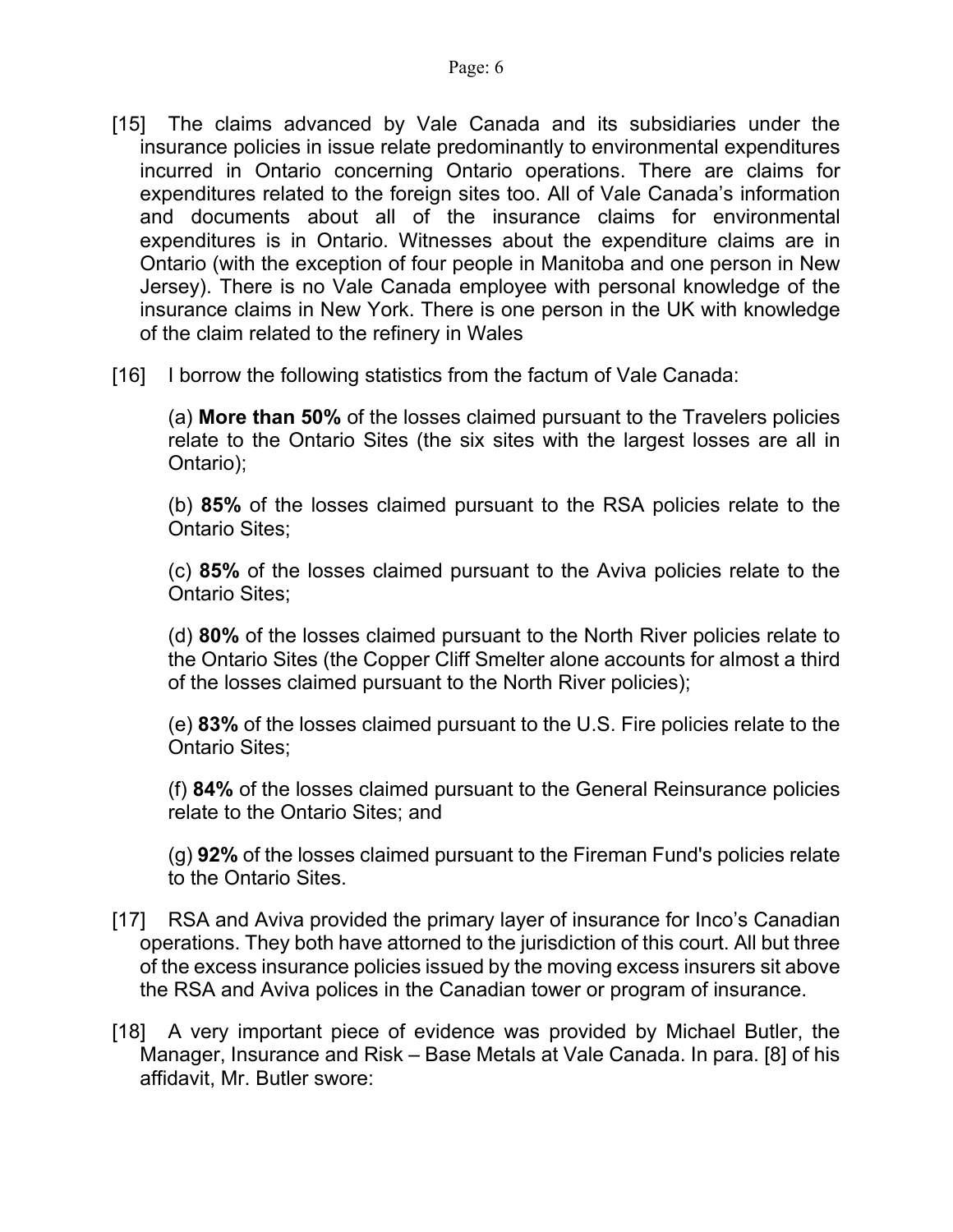[15] The claims advanced by Vale Canada and its subsidiaries under the insurance policies in issue relate predominantly to environmental expenditures incurred in Ontario concerning Ontario operations. There are claims for expenditures related to the foreign sites too. All of Vale Canada's information and documents about all of the insurance claims for environmental expenditures is in Ontario. Witnesses about the expenditure claims are in Ontario (with the exception of four people in Manitoba and one person in New Jersey). There is no Vale Canada employee with personal knowledge of the insurance claims in New York. There is one person in the UK with knowledge of the claim related to the refinery in Wales

[16] I borrow the following statistics from the factum of Vale Canada:

> (a) **More than 50%** of the losses claimed pursuant to the Travelers policies relate to the Ontario Sites (the six sites with the largest losses are all in Ontario);
>
> (b) **85%** of the losses claimed pursuant to the RSA policies relate to the Ontario Sites;
>
> (c) **85%** of the losses claimed pursuant to the Aviva policies relate to the Ontario Sites;
>
> (d) **80%** of the losses claimed pursuant to the North River policies relate to the Ontario Sites (the Copper Cliff Smelter alone accounts for almost a third of the losses claimed pursuant to the North River policies);
>
> (e) **83%** of the losses claimed pursuant to the U.S. Fire policies relate to the Ontario Sites;
>
> (f) **84%** of the losses claimed pursuant to the General Reinsurance policies relate to the Ontario Sites; and
>
> (g) **92%** of the losses claimed pursuant to the Fireman Fund's policies relate to the Ontario Sites.

[17] RSA and Aviva provided the primary layer of insurance for Inco's Canadian operations. They both have attorned to the jurisdiction of this court. All but three of the excess insurance policies issued by the moving excess insurers sit above the RSA and Aviva polices in the Canadian tower or program of insurance.

[18] A very important piece of evidence was provided by Michael Butler, the Manager, Insurance and Risk – Base Metals at Vale Canada. In para. [8] of his affidavit, Mr. Butler swore: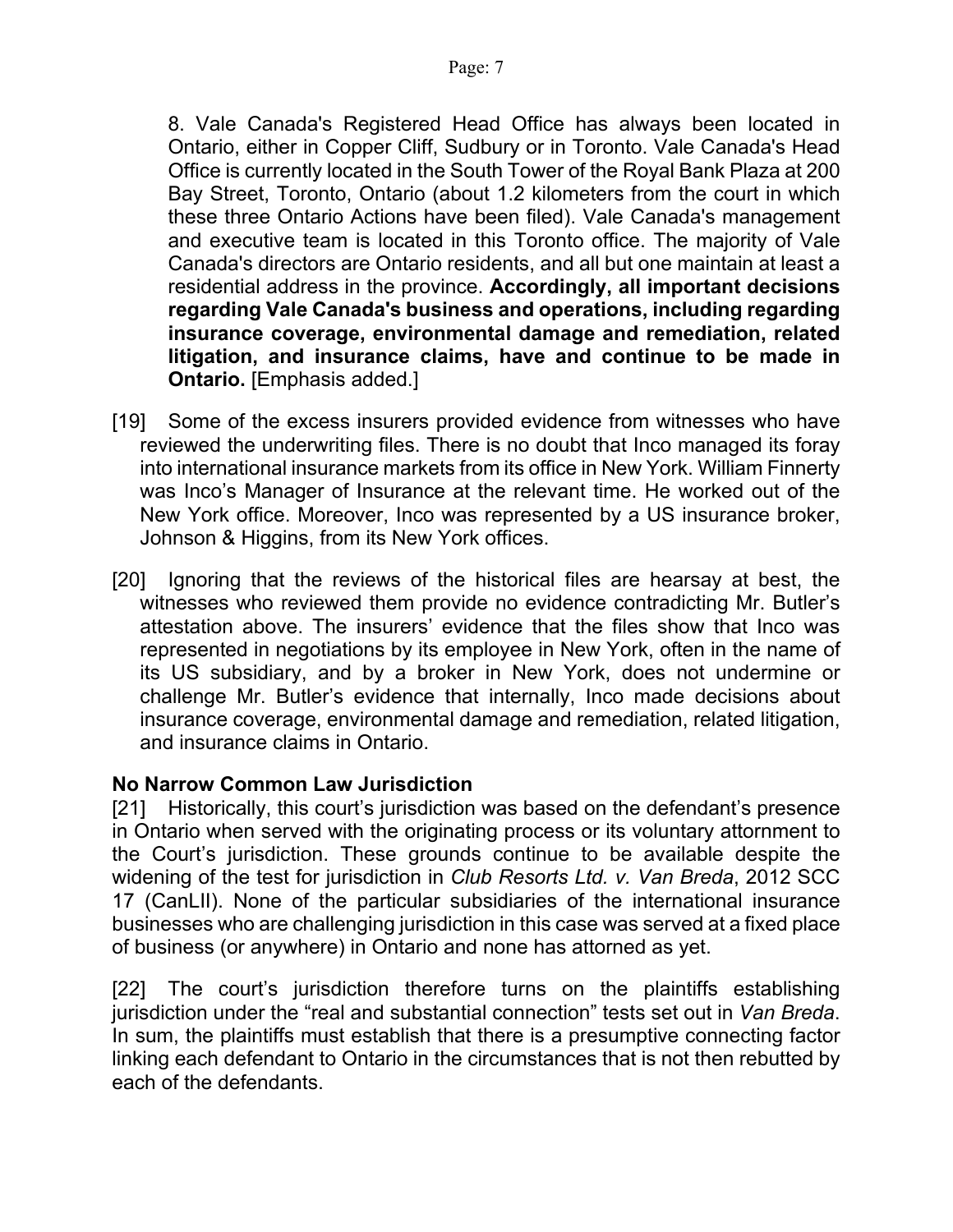> 8. Vale Canada's Registered Head Office has always been located in Ontario, either in Copper Cliff, Sudbury or in Toronto. Vale Canada's Head Office is currently located in the South Tower of the Royal Bank Plaza at 200 Bay Street, Toronto, Ontario (about 1.2 kilometers from the court in which these three Ontario Actions have been filed). Vale Canada's management and executive team is located in this Toronto office. The majority of Vale Canada's directors are Ontario residents, and all but one maintain at least a residential address in the province. **Accordingly, all important decisions regarding Vale Canada's business and operations, including regarding insurance coverage, environmental damage and remediation, related litigation, and insurance claims, have and continue to be made in Ontario.** [Emphasis added.]

[19] Some of the excess insurers provided evidence from witnesses who have reviewed the underwriting files. There is no doubt that Inco managed its foray into international insurance markets from its office in New York. William Finnerty was Inco's Manager of Insurance at the relevant time. He worked out of the New York office. Moreover, Inco was represented by a US insurance broker, Johnson & Higgins, from its New York offices.

[20] Ignoring that the reviews of the historical files are hearsay at best, the witnesses who reviewed them provide no evidence contradicting Mr. Butler's attestation above. The insurers' evidence that the files show that Inco was represented in negotiations by its employee in New York, often in the name of its US subsidiary, and by a broker in New York, does not undermine or challenge Mr. Butler's evidence that internally, Inco made decisions about insurance coverage, environmental damage and remediation, related litigation, and insurance claims in Ontario.

**No Narrow Common Law Jurisdiction**

[21] Historically, this court's jurisdiction was based on the defendant's presence in Ontario when served with the originating process or its voluntary attornment to the Court's jurisdiction. These grounds continue to be available despite the widening of the test for jurisdiction in *Club Resorts Ltd. v. Van Breda*, 2012 SCC 17 (CanLII). None of the particular subsidiaries of the international insurance businesses who are challenging jurisdiction in this case was served at a fixed place of business (or anywhere) in Ontario and none has attorned as yet.

[22] The court's jurisdiction therefore turns on the plaintiffs establishing jurisdiction under the "real and substantial connection" tests set out in *Van Breda*. In sum, the plaintiffs must establish that there is a presumptive connecting factor linking each defendant to Ontario in the circumstances that is not then rebutted by each of the defendants.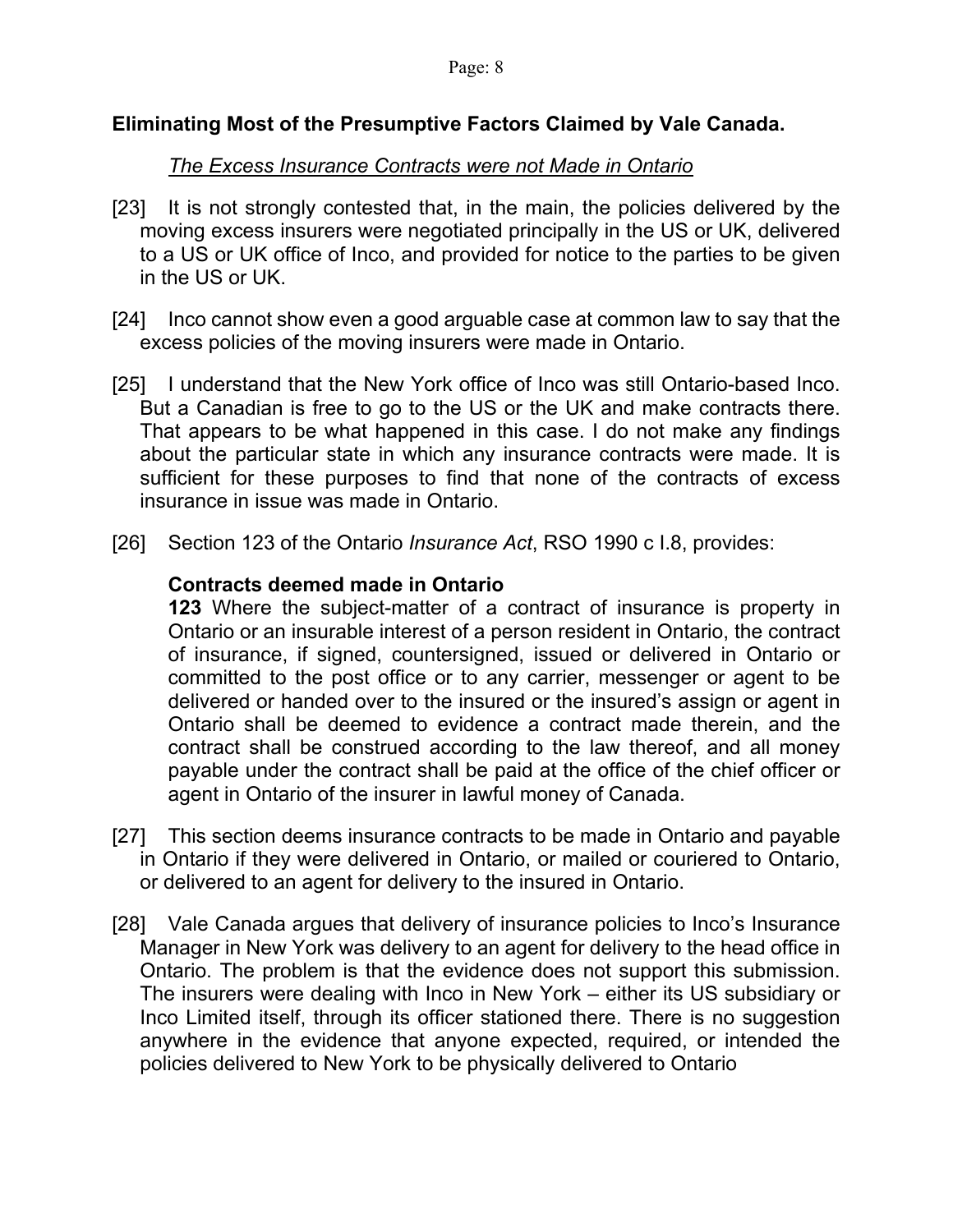## Eliminating Most of the Presumptive Factors Claimed by Vale Canada.

*The Excess Insurance Contracts were not Made in Ontario*

[23] It is not strongly contested that, in the main, the policies delivered by the moving excess insurers were negotiated principally in the US or UK, delivered to a US or UK office of Inco, and provided for notice to the parties to be given in the US or UK.

[24] Inco cannot show even a good arguable case at common law to say that the excess policies of the moving insurers were made in Ontario.

[25] I understand that the New York office of Inco was still Ontario-based Inco. But a Canadian is free to go to the US or the UK and make contracts there. That appears to be what happened in this case. I do not make any findings about the particular state in which any insurance contracts were made. It is sufficient for these purposes to find that none of the contracts of excess insurance in issue was made in Ontario.

[26] Section 123 of the Ontario *Insurance Act*, RSO 1990 c I.8, provides:

> **Contracts deemed made in Ontario**
>
> **123** Where the subject-matter of a contract of insurance is property in Ontario or an insurable interest of a person resident in Ontario, the contract of insurance, if signed, countersigned, issued or delivered in Ontario or committed to the post office or to any carrier, messenger or agent to be delivered or handed over to the insured or the insured's assign or agent in Ontario shall be deemed to evidence a contract made therein, and the contract shall be construed according to the law thereof, and all money payable under the contract shall be paid at the office of the chief officer or agent in Ontario of the insurer in lawful money of Canada.

[27] This section deems insurance contracts to be made in Ontario and payable in Ontario if they were delivered in Ontario, or mailed or couriered to Ontario, or delivered to an agent for delivery to the insured in Ontario.

[28] Vale Canada argues that delivery of insurance policies to Inco's Insurance Manager in New York was delivery to an agent for delivery to the head office in Ontario. The problem is that the evidence does not support this submission. The insurers were dealing with Inco in New York – either its US subsidiary or Inco Limited itself, through its officer stationed there. There is no suggestion anywhere in the evidence that anyone expected, required, or intended the policies delivered to New York to be physically delivered to Ontario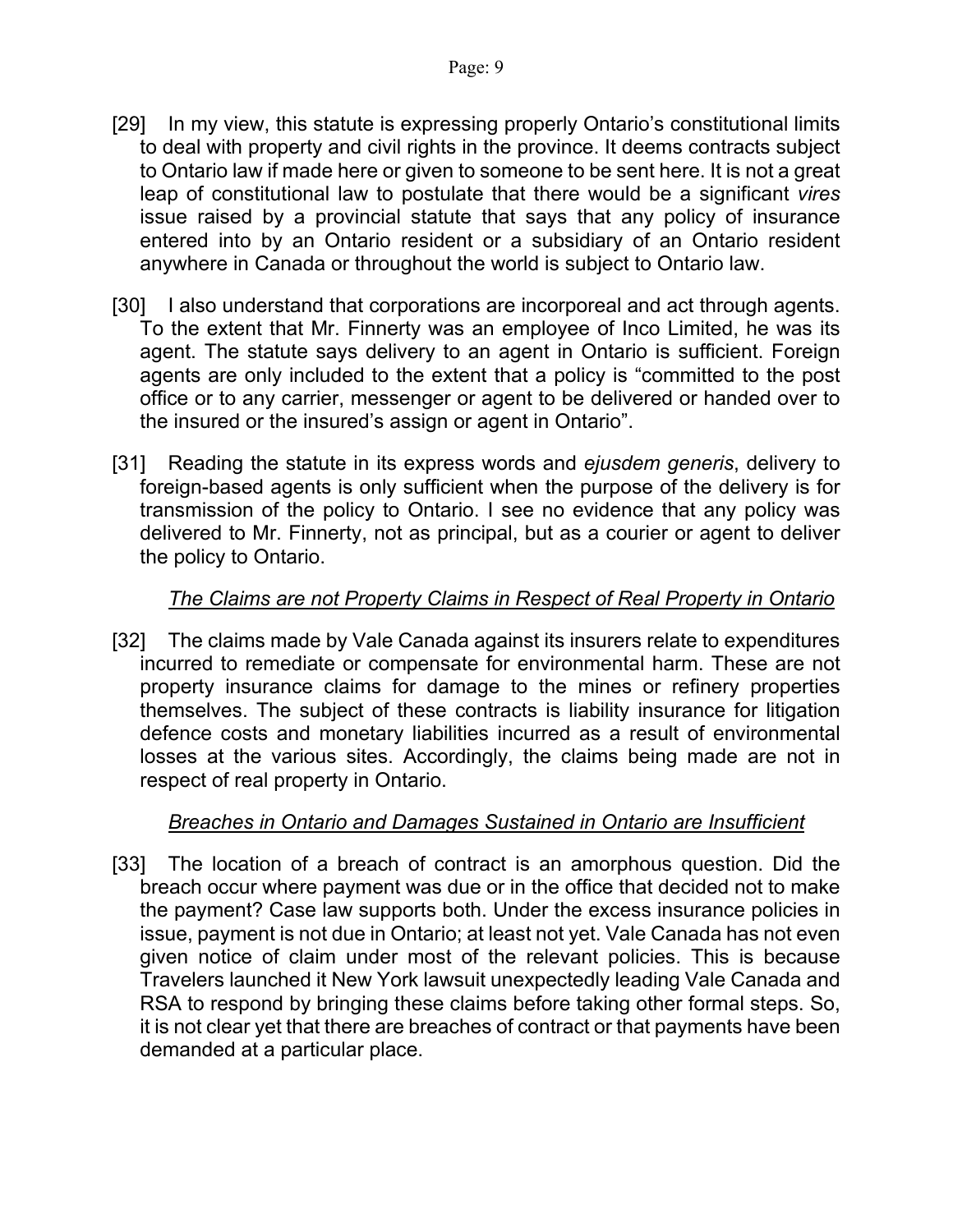[29] In my view, this statute is expressing properly Ontario's constitutional limits to deal with property and civil rights in the province. It deems contracts subject to Ontario law if made here or given to someone to be sent here. It is not a great leap of constitutional law to postulate that there would be a significant *vires* issue raised by a provincial statute that says that any policy of insurance entered into by an Ontario resident or a subsidiary of an Ontario resident anywhere in Canada or throughout the world is subject to Ontario law.

[30] I also understand that corporations are incorporeal and act through agents. To the extent that Mr. Finnerty was an employee of Inco Limited, he was its agent. The statute says delivery to an agent in Ontario is sufficient. Foreign agents are only included to the extent that a policy is "committed to the post office or to any carrier, messenger or agent to be delivered or handed over to the insured or the insured's assign or agent in Ontario".

[31] Reading the statute in its express words and *ejusdem generis*, delivery to foreign-based agents is only sufficient when the purpose of the delivery is for transmission of the policy to Ontario. I see no evidence that any policy was delivered to Mr. Finnerty, not as principal, but as a courier or agent to deliver the policy to Ontario.

*The Claims are not Property Claims in Respect of Real Property in Ontario*

[32] The claims made by Vale Canada against its insurers relate to expenditures incurred to remediate or compensate for environmental harm. These are not property insurance claims for damage to the mines or refinery properties themselves. The subject of these contracts is liability insurance for litigation defence costs and monetary liabilities incurred as a result of environmental losses at the various sites. Accordingly, the claims being made are not in respect of real property in Ontario.

*Breaches in Ontario and Damages Sustained in Ontario are Insufficient*

[33] The location of a breach of contract is an amorphous question. Did the breach occur where payment was due or in the office that decided not to make the payment? Case law supports both. Under the excess insurance policies in issue, payment is not due in Ontario; at least not yet. Vale Canada has not even given notice of claim under most of the relevant policies. This is because Travelers launched it New York lawsuit unexpectedly leading Vale Canada and RSA to respond by bringing these claims before taking other formal steps. So, it is not clear yet that there are breaches of contract or that payments have been demanded at a particular place.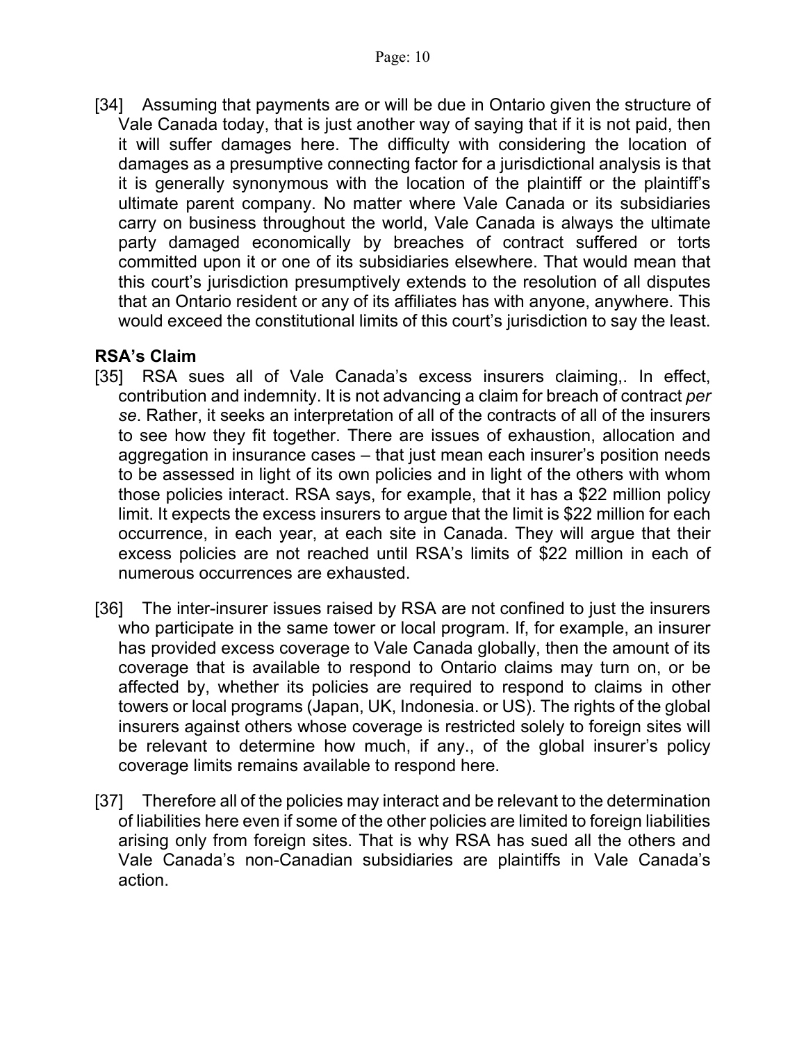[34] Assuming that payments are or will be due in Ontario given the structure of Vale Canada today, that is just another way of saying that if it is not paid, then it will suffer damages here. The difficulty with considering the location of damages as a presumptive connecting factor for a jurisdictional analysis is that it is generally synonymous with the location of the plaintiff or the plaintiff's ultimate parent company. No matter where Vale Canada or its subsidiaries carry on business throughout the world, Vale Canada is always the ultimate party damaged economically by breaches of contract suffered or torts committed upon it or one of its subsidiaries elsewhere. That would mean that this court's jurisdiction presumptively extends to the resolution of all disputes that an Ontario resident or any of its affiliates has with anyone, anywhere. This would exceed the constitutional limits of this court's jurisdiction to say the least.

**RSA's Claim**

[35] RSA sues all of Vale Canada's excess insurers claiming,. In effect, contribution and indemnity. It is not advancing a claim for breach of contract *per se*. Rather, it seeks an interpretation of all of the contracts of all of the insurers to see how they fit together. There are issues of exhaustion, allocation and aggregation in insurance cases – that just mean each insurer's position needs to be assessed in light of its own policies and in light of the others with whom those policies interact. RSA says, for example, that it has a $22 million policy limit. It expects the excess insurers to argue that the limit is $22 million for each occurrence, in each year, at each site in Canada. They will argue that their excess policies are not reached until RSA's limits of $22 million in each of numerous occurrences are exhausted.

[36] The inter-insurer issues raised by RSA are not confined to just the insurers who participate in the same tower or local program. If, for example, an insurer has provided excess coverage to Vale Canada globally, then the amount of its coverage that is available to respond to Ontario claims may turn on, or be affected by, whether its policies are required to respond to claims in other towers or local programs (Japan, UK, Indonesia. or US). The rights of the global insurers against others whose coverage is restricted solely to foreign sites will be relevant to determine how much, if any., of the global insurer's policy coverage limits remains available to respond here.

[37] Therefore all of the policies may interact and be relevant to the determination of liabilities here even if some of the other policies are limited to foreign liabilities arising only from foreign sites. That is why RSA has sued all the others and Vale Canada's non-Canadian subsidiaries are plaintiffs in Vale Canada's action.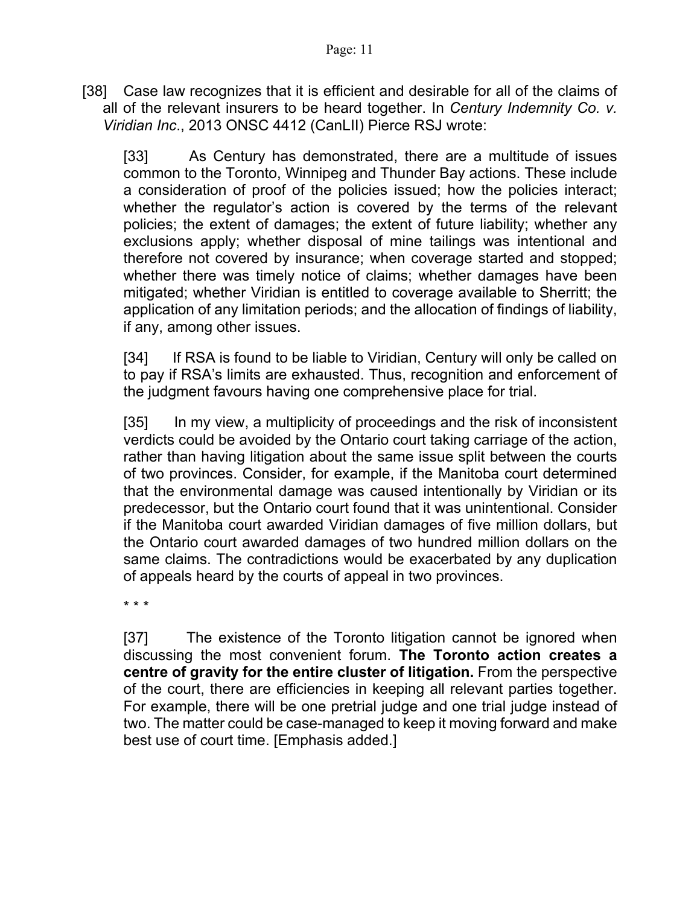[38] Case law recognizes that it is efficient and desirable for all of the claims of all of the relevant insurers to be heard together. In *Century Indemnity Co. v. Viridian Inc*., 2013 ONSC 4412 (CanLII) Pierce RSJ wrote:

> [33] As Century has demonstrated, there are a multitude of issues common to the Toronto, Winnipeg and Thunder Bay actions. These include a consideration of proof of the policies issued; how the policies interact; whether the regulator's action is covered by the terms of the relevant policies; the extent of damages; the extent of future liability; whether any exclusions apply; whether disposal of mine tailings was intentional and therefore not covered by insurance; when coverage started and stopped; whether there was timely notice of claims; whether damages have been mitigated; whether Viridian is entitled to coverage available to Sherritt; the application of any limitation periods; and the allocation of findings of liability, if any, among other issues.
>
> [34] If RSA is found to be liable to Viridian, Century will only be called on to pay if RSA's limits are exhausted. Thus, recognition and enforcement of the judgment favours having one comprehensive place for trial.
>
> [35] In my view, a multiplicity of proceedings and the risk of inconsistent verdicts could be avoided by the Ontario court taking carriage of the action, rather than having litigation about the same issue split between the courts of two provinces. Consider, for example, if the Manitoba court determined that the environmental damage was caused intentionally by Viridian or its predecessor, but the Ontario court found that it was unintentional. Consider if the Manitoba court awarded Viridian damages of five million dollars, but the Ontario court awarded damages of two hundred million dollars on the same claims. The contradictions would be exacerbated by any duplication of appeals heard by the courts of appeal in two provinces.
>
> \* \* \*
>
> [37] The existence of the Toronto litigation cannot be ignored when discussing the most convenient forum. **The Toronto action creates a centre of gravity for the entire cluster of litigation.** From the perspective of the court, there are efficiencies in keeping all relevant parties together. For example, there will be one pretrial judge and one trial judge instead of two. The matter could be case-managed to keep it moving forward and make best use of court time. [Emphasis added.]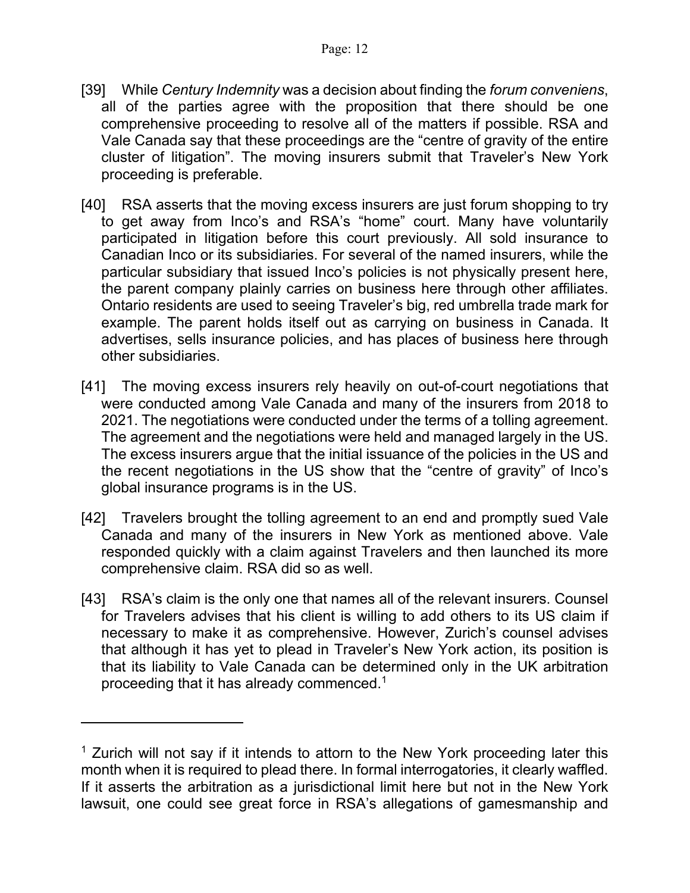[39] While *Century Indemnity* was a decision about finding the *forum conveniens*, all of the parties agree with the proposition that there should be one comprehensive proceeding to resolve all of the matters if possible. RSA and Vale Canada say that these proceedings are the "centre of gravity of the entire cluster of litigation". The moving insurers submit that Traveler's New York proceeding is preferable.

[40] RSA asserts that the moving excess insurers are just forum shopping to try to get away from Inco's and RSA's "home" court. Many have voluntarily participated in litigation before this court previously. All sold insurance to Canadian Inco or its subsidiaries. For several of the named insurers, while the particular subsidiary that issued Inco's policies is not physically present here, the parent company plainly carries on business here through other affiliates. Ontario residents are used to seeing Traveler's big, red umbrella trade mark for example. The parent holds itself out as carrying on business in Canada. It advertises, sells insurance policies, and has places of business here through other subsidiaries.

[41] The moving excess insurers rely heavily on out-of-court negotiations that were conducted among Vale Canada and many of the insurers from 2018 to 2021. The negotiations were conducted under the terms of a tolling agreement. The agreement and the negotiations were held and managed largely in the US. The excess insurers argue that the initial issuance of the policies in the US and the recent negotiations in the US show that the "centre of gravity" of Inco's global insurance programs is in the US.

[42] Travelers brought the tolling agreement to an end and promptly sued Vale Canada and many of the insurers in New York as mentioned above. Vale responded quickly with a claim against Travelers and then launched its more comprehensive claim. RSA did so as well.

[43] RSA's claim is the only one that names all of the relevant insurers. Counsel for Travelers advises that his client is willing to add others to its US claim if necessary to make it as comprehensive. However, Zurich's counsel advises that although it has yet to plead in Traveler's New York action, its position is that its liability to Vale Canada can be determined only in the UK arbitration proceeding that it has already commenced.[1]

---

[1] Zurich will not say if it intends to attorn to the New York proceeding later this month when it is required to plead there. In formal interrogatories, it clearly waffled. If it asserts the arbitration as a jurisdictional limit here but not in the New York lawsuit, one could see great force in RSA's allegations of gamesmanship and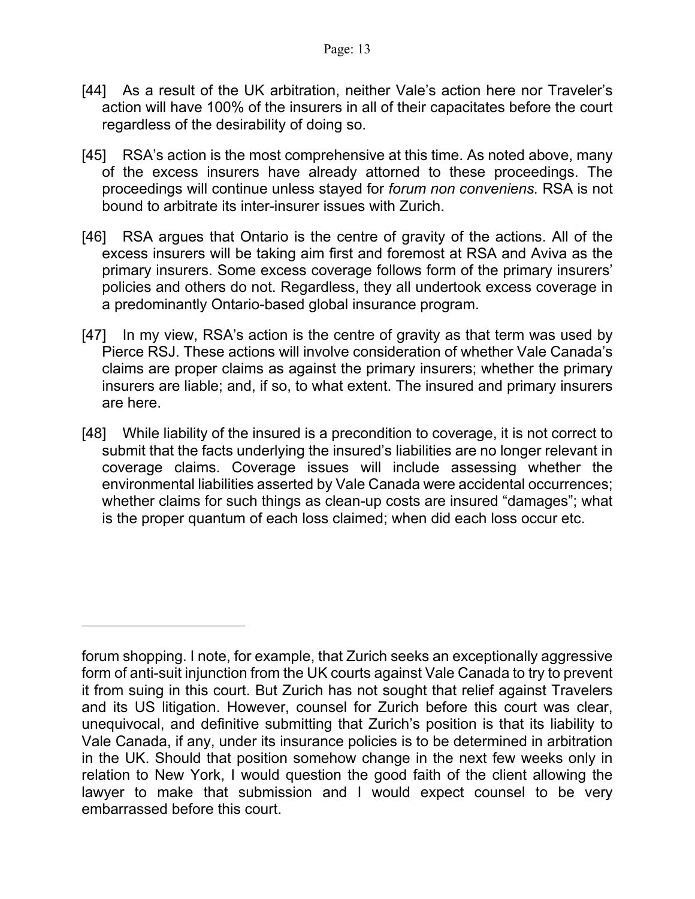[44] As a result of the UK arbitration, neither Vale's action here nor Traveler's action will have 100% of the insurers in all of their capacitates before the court regardless of the desirability of doing so.

[45] RSA's action is the most comprehensive at this time. As noted above, many of the excess insurers have already attorned to these proceedings. The proceedings will continue unless stayed for *forum non conveniens.* RSA is not bound to arbitrate its inter-insurer issues with Zurich.

[46] RSA argues that Ontario is the centre of gravity of the actions. All of the excess insurers will be taking aim first and foremost at RSA and Aviva as the primary insurers. Some excess coverage follows form of the primary insurers' policies and others do not. Regardless, they all undertook excess coverage in a predominantly Ontario-based global insurance program.

[47] In my view, RSA's action is the centre of gravity as that term was used by Pierce RSJ. These actions will involve consideration of whether Vale Canada's claims are proper claims as against the primary insurers; whether the primary insurers are liable; and, if so, to what extent. The insured and primary insurers are here.

[48] While liability of the insured is a precondition to coverage, it is not correct to submit that the facts underlying the insured's liabilities are no longer relevant in coverage claims. Coverage issues will include assessing whether the environmental liabilities asserted by Vale Canada were accidental occurrences; whether claims for such things as clean-up costs are insured "damages"; what is the proper quantum of each loss claimed; when did each loss occur etc.

---

forum shopping. I note, for example, that Zurich seeks an exceptionally aggressive form of anti-suit injunction from the UK courts against Vale Canada to try to prevent it from suing in this court. But Zurich has not sought that relief against Travelers and its US litigation. However, counsel for Zurich before this court was clear, unequivocal, and definitive submitting that Zurich's position is that its liability to Vale Canada, if any, under its insurance policies is to be determined in arbitration in the UK. Should that position somehow change in the next few weeks only in relation to New York, I would question the good faith of the client allowing the lawyer to make that submission and I would expect counsel to be very embarrassed before this court.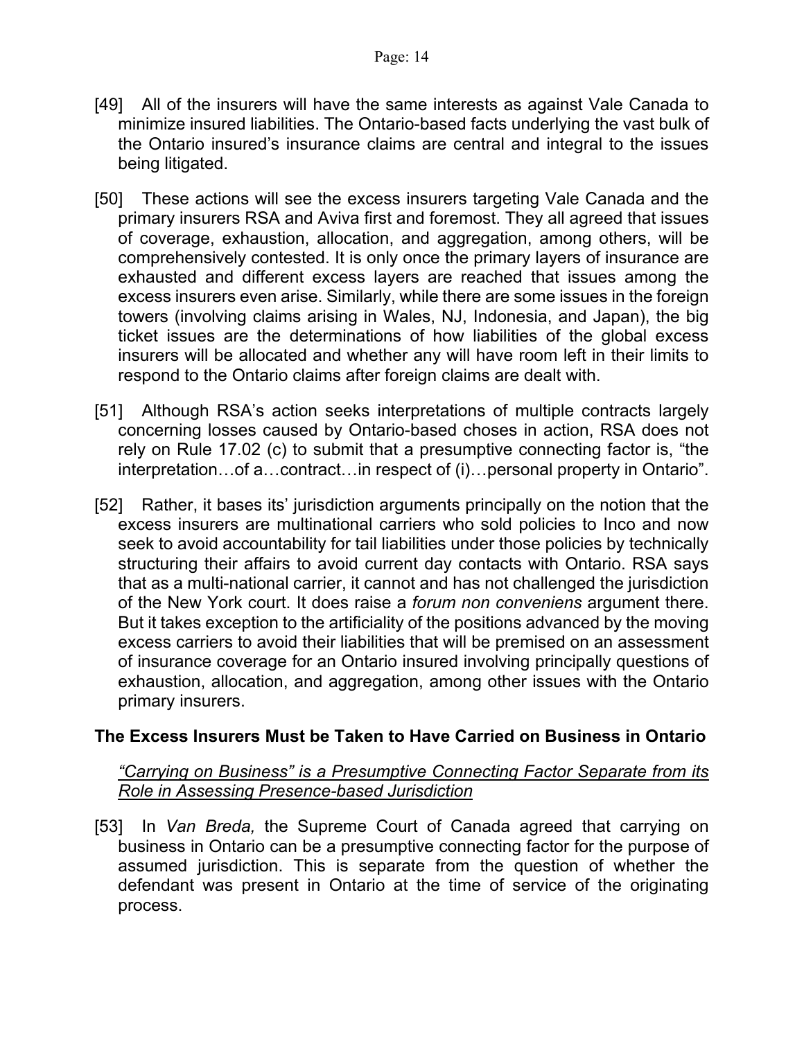[49] All of the insurers will have the same interests as against Vale Canada to minimize insured liabilities. The Ontario-based facts underlying the vast bulk of the Ontario insured's insurance claims are central and integral to the issues being litigated.

[50] These actions will see the excess insurers targeting Vale Canada and the primary insurers RSA and Aviva first and foremost. They all agreed that issues of coverage, exhaustion, allocation, and aggregation, among others, will be comprehensively contested. It is only once the primary layers of insurance are exhausted and different excess layers are reached that issues among the excess insurers even arise. Similarly, while there are some issues in the foreign towers (involving claims arising in Wales, NJ, Indonesia, and Japan), the big ticket issues are the determinations of how liabilities of the global excess insurers will be allocated and whether any will have room left in their limits to respond to the Ontario claims after foreign claims are dealt with.

[51] Although RSA's action seeks interpretations of multiple contracts largely concerning losses caused by Ontario-based choses in action, RSA does not rely on Rule 17.02 (c) to submit that a presumptive connecting factor is, "the interpretation…of a…contract…in respect of (i)…personal property in Ontario".

[52] Rather, it bases its' jurisdiction arguments principally on the notion that the excess insurers are multinational carriers who sold policies to Inco and now seek to avoid accountability for tail liabilities under those policies by technically structuring their affairs to avoid current day contacts with Ontario. RSA says that as a multi-national carrier, it cannot and has not challenged the jurisdiction of the New York court. It does raise a *forum non conveniens* argument there. But it takes exception to the artificiality of the positions advanced by the moving excess carriers to avoid their liabilities that will be premised on an assessment of insurance coverage for an Ontario insured involving principally questions of exhaustion, allocation, and aggregation, among other issues with the Ontario primary insurers.

## The Excess Insurers Must be Taken to Have Carried on Business in Ontario

*"Carrying on Business" is a Presumptive Connecting Factor Separate from its Role in Assessing Presence-based Jurisdiction*

[53] In *Van Breda,* the Supreme Court of Canada agreed that carrying on business in Ontario can be a presumptive connecting factor for the purpose of assumed jurisdiction. This is separate from the question of whether the defendant was present in Ontario at the time of service of the originating process.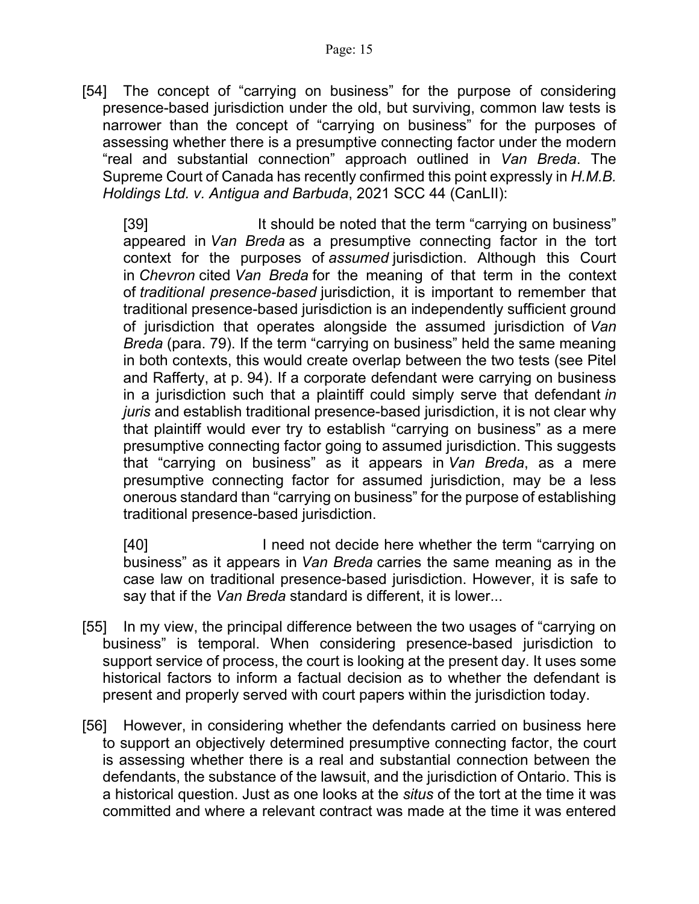[54] The concept of "carrying on business" for the purpose of considering presence-based jurisdiction under the old, but surviving, common law tests is narrower than the concept of "carrying on business" for the purposes of assessing whether there is a presumptive connecting factor under the modern "real and substantial connection" approach outlined in *Van Breda*. The Supreme Court of Canada has recently confirmed this point expressly in *H.M.B. Holdings Ltd. v. Antigua and Barbuda*, 2021 SCC 44 (CanLII):

> [39] It should be noted that the term "carrying on business" appeared in *Van Breda* as a presumptive connecting factor in the tort context for the purposes of *assumed* jurisdiction. Although this Court in *Chevron* cited *Van Breda* for the meaning of that term in the context of *traditional presence-based* jurisdiction, it is important to remember that traditional presence-based jurisdiction is an independently sufficient ground of jurisdiction that operates alongside the assumed jurisdiction of *Van Breda* (para. 79). If the term "carrying on business" held the same meaning in both contexts, this would create overlap between the two tests (see Pitel and Rafferty, at p. 94). If a corporate defendant were carrying on business in a jurisdiction such that a plaintiff could simply serve that defendant *in juris* and establish traditional presence-based jurisdiction, it is not clear why that plaintiff would ever try to establish "carrying on business" as a mere presumptive connecting factor going to assumed jurisdiction. This suggests that "carrying on business" as it appears in *Van Breda*, as a mere presumptive connecting factor for assumed jurisdiction, may be a less onerous standard than "carrying on business" for the purpose of establishing traditional presence-based jurisdiction.
>
> [40] I need not decide here whether the term "carrying on business" as it appears in *Van Breda* carries the same meaning as in the case law on traditional presence-based jurisdiction. However, it is safe to say that if the *Van Breda* standard is different, it is lower...

[55] In my view, the principal difference between the two usages of "carrying on business" is temporal. When considering presence-based jurisdiction to support service of process, the court is looking at the present day. It uses some historical factors to inform a factual decision as to whether the defendant is present and properly served with court papers within the jurisdiction today.

[56] However, in considering whether the defendants carried on business here to support an objectively determined presumptive connecting factor, the court is assessing whether there is a real and substantial connection between the defendants, the substance of the lawsuit, and the jurisdiction of Ontario. This is a historical question. Just as one looks at the *situs* of the tort at the time it was committed and where a relevant contract was made at the time it was entered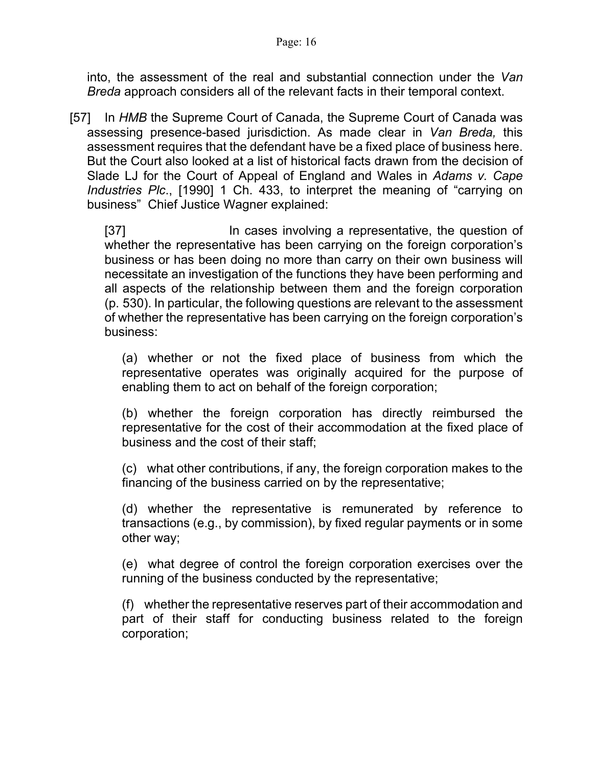into, the assessment of the real and substantial connection under the *Van Breda* approach considers all of the relevant facts in their temporal context.

[57] In *HMB* the Supreme Court of Canada, the Supreme Court of Canada was assessing presence-based jurisdiction. As made clear in *Van Breda,* this assessment requires that the defendant have be a fixed place of business here. But the Court also looked at a list of historical facts drawn from the decision of Slade LJ for the Court of Appeal of England and Wales in *Adams v. Cape Industries Plc*., [1990] 1 Ch. 433, to interpret the meaning of "carrying on business" Chief Justice Wagner explained:

> [37] In cases involving a representative, the question of whether the representative has been carrying on the foreign corporation's business or has been doing no more than carry on their own business will necessitate an investigation of the functions they have been performing and all aspects of the relationship between them and the foreign corporation (p. 530). In particular, the following questions are relevant to the assessment of whether the representative has been carrying on the foreign corporation's business:
>
> (a) whether or not the fixed place of business from which the representative operates was originally acquired for the purpose of enabling them to act on behalf of the foreign corporation;
>
> (b) whether the foreign corporation has directly reimbursed the representative for the cost of their accommodation at the fixed place of business and the cost of their staff;
>
> (c) what other contributions, if any, the foreign corporation makes to the financing of the business carried on by the representative;
>
> (d) whether the representative is remunerated by reference to transactions (e.g., by commission), by fixed regular payments or in some other way;
>
> (e) what degree of control the foreign corporation exercises over the running of the business conducted by the representative;
>
> (f) whether the representative reserves part of their accommodation and part of their staff for conducting business related to the foreign corporation;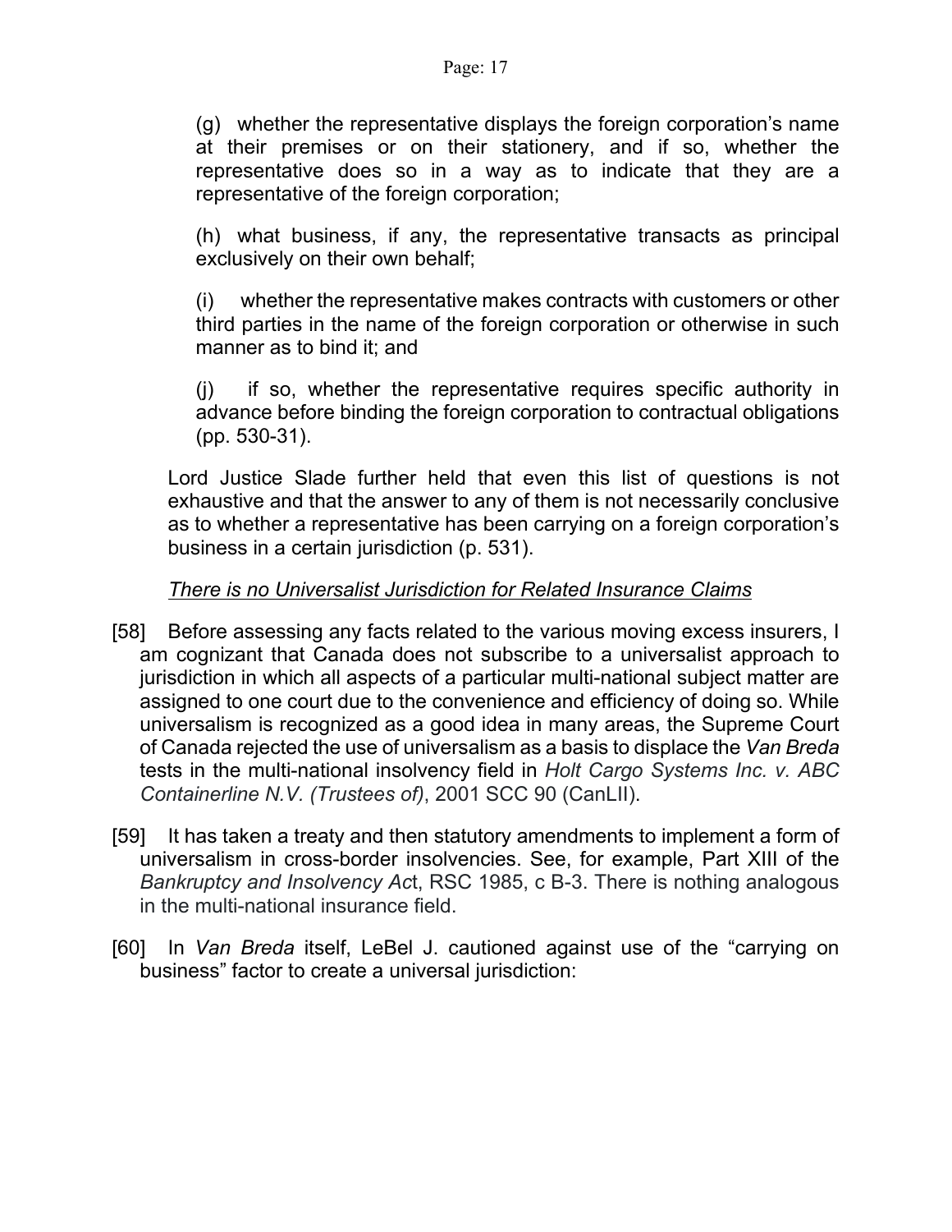(g) whether the representative displays the foreign corporation's name at their premises or on their stationery, and if so, whether the representative does so in a way as to indicate that they are a representative of the foreign corporation;

(h) what business, if any, the representative transacts as principal exclusively on their own behalf;

(i) whether the representative makes contracts with customers or other third parties in the name of the foreign corporation or otherwise in such manner as to bind it; and

(j) if so, whether the representative requires specific authority in advance before binding the foreign corporation to contractual obligations (pp. 530-31).

Lord Justice Slade further held that even this list of questions is not exhaustive and that the answer to any of them is not necessarily conclusive as to whether a representative has been carrying on a foreign corporation's business in a certain jurisdiction (p. 531).

*There is no Universalist Jurisdiction for Related Insurance Claims*

[58] Before assessing any facts related to the various moving excess insurers, I am cognizant that Canada does not subscribe to a universalist approach to jurisdiction in which all aspects of a particular multi-national subject matter are assigned to one court due to the convenience and efficiency of doing so. While universalism is recognized as a good idea in many areas, the Supreme Court of Canada rejected the use of universalism as a basis to displace the *Van Breda* tests in the multi-national insolvency field in *Holt Cargo Systems Inc. v. ABC Containerline N.V. (Trustees of)*, 2001 SCC 90 (CanLII).

[59] It has taken a treaty and then statutory amendments to implement a form of universalism in cross-border insolvencies. See, for example, Part XIII of the *Bankruptcy and Insolvency Act*, RSC 1985, c B-3. There is nothing analogous in the multi-national insurance field.

[60] In *Van Breda* itself, LeBel J. cautioned against use of the "carrying on business" factor to create a universal jurisdiction: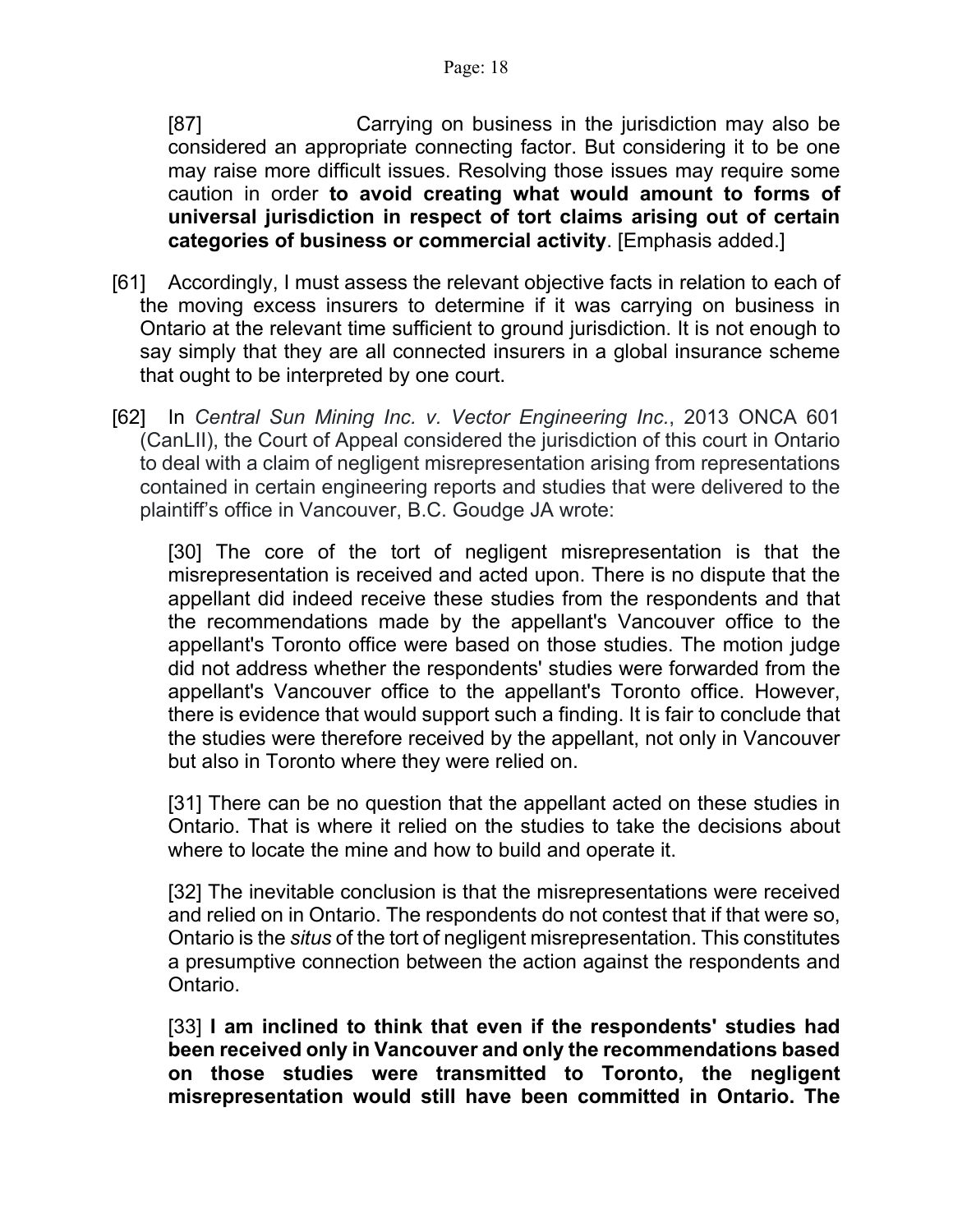> [87] Carrying on business in the jurisdiction may also be considered an appropriate connecting factor. But considering it to be one may raise more difficult issues. Resolving those issues may require some caution in order **to avoid creating what would amount to forms of universal jurisdiction in respect of tort claims arising out of certain categories of business or commercial activity**. [Emphasis added.]

[61] Accordingly, I must assess the relevant objective facts in relation to each of the moving excess insurers to determine if it was carrying on business in Ontario at the relevant time sufficient to ground jurisdiction. It is not enough to say simply that they are all connected insurers in a global insurance scheme that ought to be interpreted by one court.

[62] In *Central Sun Mining Inc. v. Vector Engineering Inc.*, 2013 ONCA 601 (CanLII), the Court of Appeal considered the jurisdiction of this court in Ontario to deal with a claim of negligent misrepresentation arising from representations contained in certain engineering reports and studies that were delivered to the plaintiff's office in Vancouver, B.C. Goudge JA wrote:

> [30] The core of the tort of negligent misrepresentation is that the misrepresentation is received and acted upon. There is no dispute that the appellant did indeed receive these studies from the respondents and that the recommendations made by the appellant's Vancouver office to the appellant's Toronto office were based on those studies. The motion judge did not address whether the respondents' studies were forwarded from the appellant's Vancouver office to the appellant's Toronto office. However, there is evidence that would support such a finding. It is fair to conclude that the studies were therefore received by the appellant, not only in Vancouver but also in Toronto where they were relied on.
>
> [31] There can be no question that the appellant acted on these studies in Ontario. That is where it relied on the studies to take the decisions about where to locate the mine and how to build and operate it.
>
> [32] The inevitable conclusion is that the misrepresentations were received and relied on in Ontario. The respondents do not contest that if that were so, Ontario is the *situs* of the tort of negligent misrepresentation. This constitutes a presumptive connection between the action against the respondents and Ontario.
>
> [33] **I am inclined to think that even if the respondents' studies had been received only in Vancouver and only the recommendations based on those studies were transmitted to Toronto, the negligent misrepresentation would still have been committed in Ontario. The**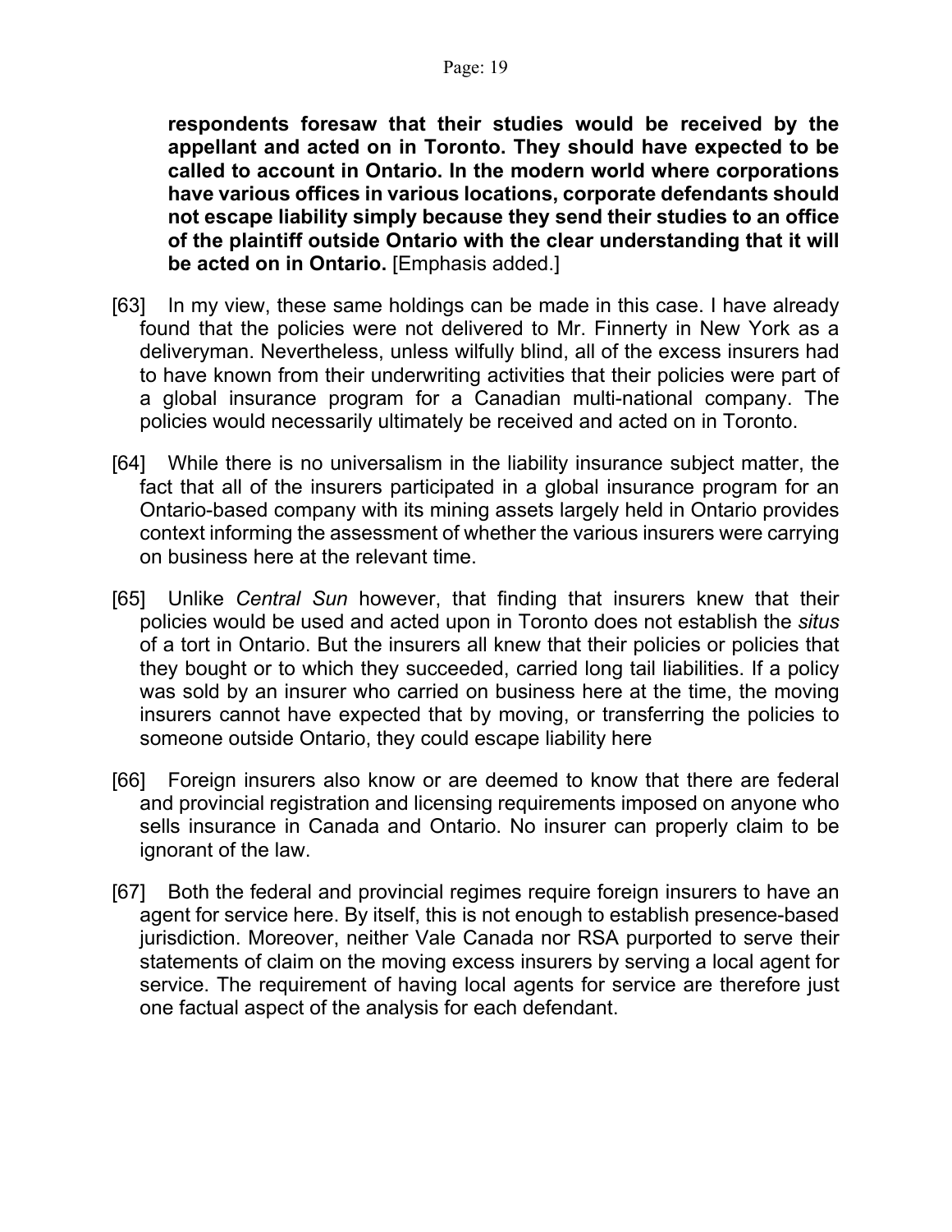**respondents foresaw that their studies would be received by the appellant and acted on in Toronto. They should have expected to be called to account in Ontario. In the modern world where corporations have various offices in various locations, corporate defendants should not escape liability simply because they send their studies to an office of the plaintiff outside Ontario with the clear understanding that it will be acted on in Ontario.** [Emphasis added.]

[63] In my view, these same holdings can be made in this case. I have already found that the policies were not delivered to Mr. Finnerty in New York as a deliveryman. Nevertheless, unless wilfully blind, all of the excess insurers had to have known from their underwriting activities that their policies were part of a global insurance program for a Canadian multi-national company. The policies would necessarily ultimately be received and acted on in Toronto.

[64] While there is no universalism in the liability insurance subject matter, the fact that all of the insurers participated in a global insurance program for an Ontario-based company with its mining assets largely held in Ontario provides context informing the assessment of whether the various insurers were carrying on business here at the relevant time.

[65] Unlike *Central Sun* however, that finding that insurers knew that their policies would be used and acted upon in Toronto does not establish the *situs* of a tort in Ontario. But the insurers all knew that their policies or policies that they bought or to which they succeeded, carried long tail liabilities. If a policy was sold by an insurer who carried on business here at the time, the moving insurers cannot have expected that by moving, or transferring the policies to someone outside Ontario, they could escape liability here

[66] Foreign insurers also know or are deemed to know that there are federal and provincial registration and licensing requirements imposed on anyone who sells insurance in Canada and Ontario. No insurer can properly claim to be ignorant of the law.

[67] Both the federal and provincial regimes require foreign insurers to have an agent for service here. By itself, this is not enough to establish presence-based jurisdiction. Moreover, neither Vale Canada nor RSA purported to serve their statements of claim on the moving excess insurers by serving a local agent for service. The requirement of having local agents for service are therefore just one factual aspect of the analysis for each defendant.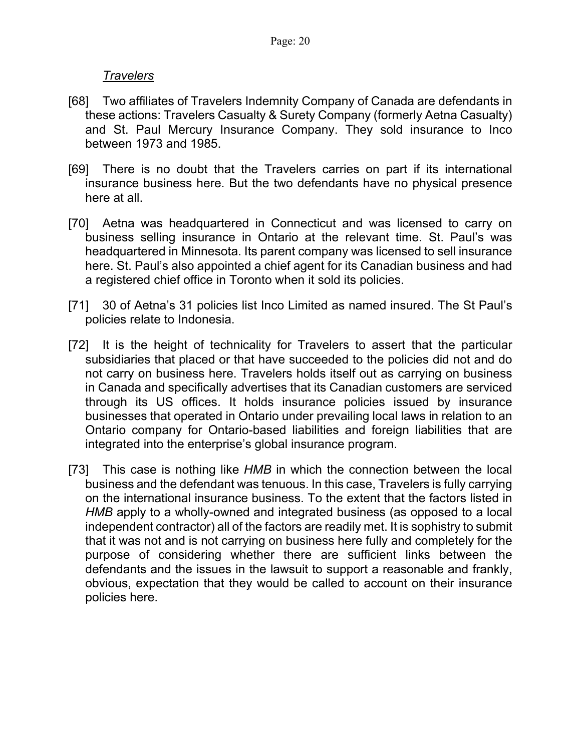*Travelers*

[68] Two affiliates of Travelers Indemnity Company of Canada are defendants in these actions: Travelers Casualty & Surety Company (formerly Aetna Casualty) and St. Paul Mercury Insurance Company. They sold insurance to Inco between 1973 and 1985.

[69] There is no doubt that the Travelers carries on part if its international insurance business here. But the two defendants have no physical presence here at all.

[70] Aetna was headquartered in Connecticut and was licensed to carry on business selling insurance in Ontario at the relevant time. St. Paul's was headquartered in Minnesota. Its parent company was licensed to sell insurance here. St. Paul's also appointed a chief agent for its Canadian business and had a registered chief office in Toronto when it sold its policies.

[71] 30 of Aetna's 31 policies list Inco Limited as named insured. The St Paul's policies relate to Indonesia.

[72] It is the height of technicality for Travelers to assert that the particular subsidiaries that placed or that have succeeded to the policies did not and do not carry on business here. Travelers holds itself out as carrying on business in Canada and specifically advertises that its Canadian customers are serviced through its US offices. It holds insurance policies issued by insurance businesses that operated in Ontario under prevailing local laws in relation to an Ontario company for Ontario-based liabilities and foreign liabilities that are integrated into the enterprise's global insurance program.

[73] This case is nothing like *HMB* in which the connection between the local business and the defendant was tenuous. In this case, Travelers is fully carrying on the international insurance business. To the extent that the factors listed in *HMB* apply to a wholly-owned and integrated business (as opposed to a local independent contractor) all of the factors are readily met. It is sophistry to submit that it was not and is not carrying on business here fully and completely for the purpose of considering whether there are sufficient links between the defendants and the issues in the lawsuit to support a reasonable and frankly, obvious, expectation that they would be called to account on their insurance policies here.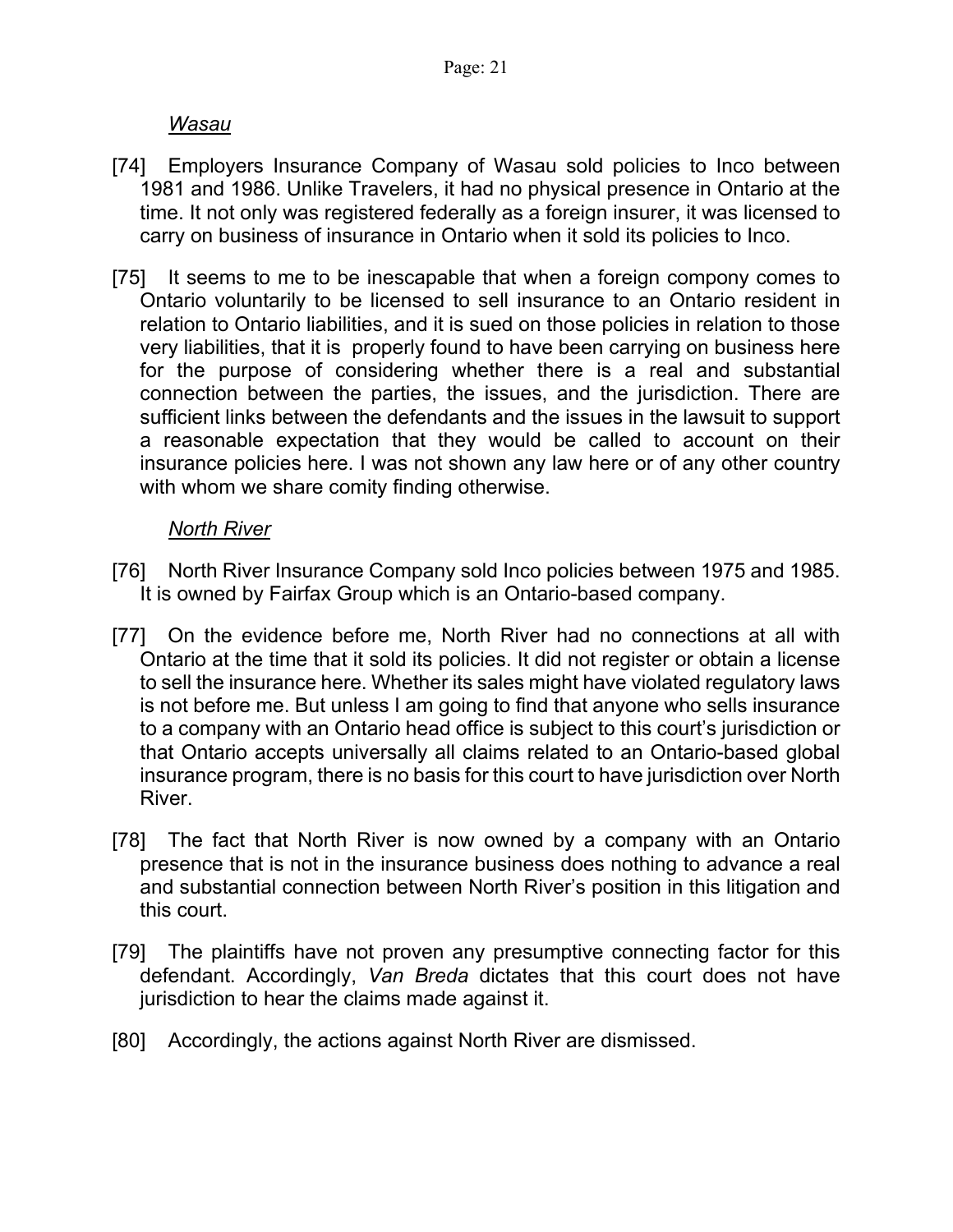*Wasau*

[74] Employers Insurance Company of Wasau sold policies to Inco between 1981 and 1986. Unlike Travelers, it had no physical presence in Ontario at the time. It not only was registered federally as a foreign insurer, it was licensed to carry on business of insurance in Ontario when it sold its policies to Inco.

[75] It seems to me to be inescapable that when a foreign compony comes to Ontario voluntarily to be licensed to sell insurance to an Ontario resident in relation to Ontario liabilities, and it is sued on those policies in relation to those very liabilities, that it is properly found to have been carrying on business here for the purpose of considering whether there is a real and substantial connection between the parties, the issues, and the jurisdiction. There are sufficient links between the defendants and the issues in the lawsuit to support a reasonable expectation that they would be called to account on their insurance policies here. I was not shown any law here or of any other country with whom we share comity finding otherwise.

*North River*

[76] North River Insurance Company sold Inco policies between 1975 and 1985. It is owned by Fairfax Group which is an Ontario-based company.

[77] On the evidence before me, North River had no connections at all with Ontario at the time that it sold its policies. It did not register or obtain a license to sell the insurance here. Whether its sales might have violated regulatory laws is not before me. But unless I am going to find that anyone who sells insurance to a company with an Ontario head office is subject to this court's jurisdiction or that Ontario accepts universally all claims related to an Ontario-based global insurance program, there is no basis for this court to have jurisdiction over North River.

[78] The fact that North River is now owned by a company with an Ontario presence that is not in the insurance business does nothing to advance a real and substantial connection between North River's position in this litigation and this court.

[79] The plaintiffs have not proven any presumptive connecting factor for this defendant. Accordingly, *Van Breda* dictates that this court does not have jurisdiction to hear the claims made against it.

[80] Accordingly, the actions against North River are dismissed.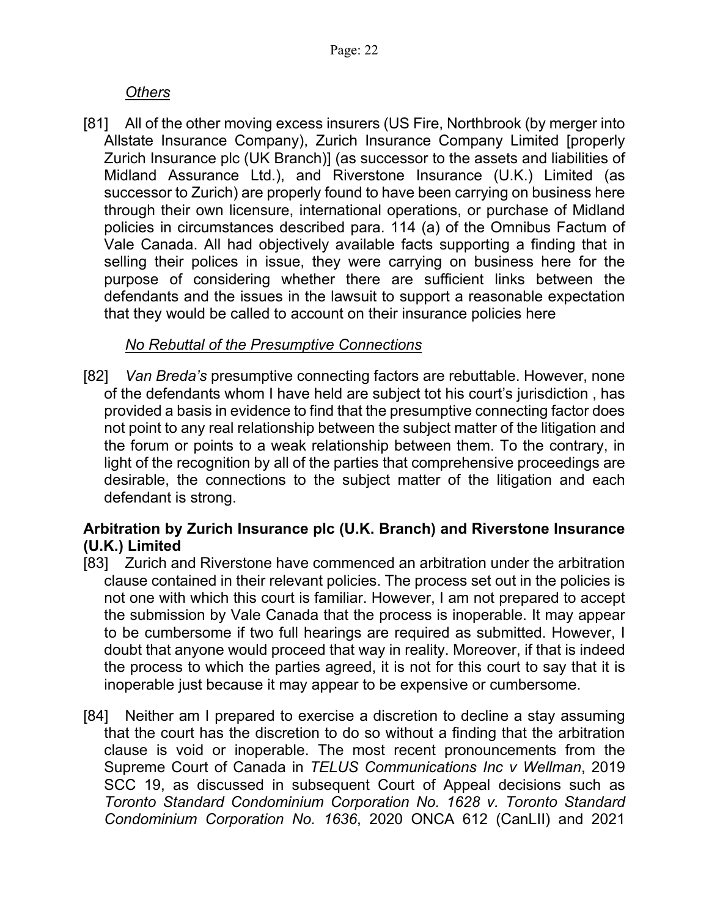*Others*

[81] All of the other moving excess insurers (US Fire, Northbrook (by merger into Allstate Insurance Company), Zurich Insurance Company Limited [properly Zurich Insurance plc (UK Branch)] (as successor to the assets and liabilities of Midland Assurance Ltd.), and Riverstone Insurance (U.K.) Limited (as successor to Zurich) are properly found to have been carrying on business here through their own licensure, international operations, or purchase of Midland policies in circumstances described para. 114 (a) of the Omnibus Factum of Vale Canada. All had objectively available facts supporting a finding that in selling their polices in issue, they were carrying on business here for the purpose of considering whether there are sufficient links between the defendants and the issues in the lawsuit to support a reasonable expectation that they would be called to account on their insurance policies here

*No Rebuttal of the Presumptive Connections*

[82] *Van Breda's* presumptive connecting factors are rebuttable. However, none of the defendants whom I have held are subject tot his court's jurisdiction , has provided a basis in evidence to find that the presumptive connecting factor does not point to any real relationship between the subject matter of the litigation and the forum or points to a weak relationship between them. To the contrary, in light of the recognition by all of the parties that comprehensive proceedings are desirable, the connections to the subject matter of the litigation and each defendant is strong.

**Arbitration by Zurich Insurance plc (U.K. Branch) and Riverstone Insurance (U.K.) Limited**

[83] Zurich and Riverstone have commenced an arbitration under the arbitration clause contained in their relevant policies. The process set out in the policies is not one with which this court is familiar. However, I am not prepared to accept the submission by Vale Canada that the process is inoperable. It may appear to be cumbersome if two full hearings are required as submitted. However, I doubt that anyone would proceed that way in reality. Moreover, if that is indeed the process to which the parties agreed, it is not for this court to say that it is inoperable just because it may appear to be expensive or cumbersome.

[84] Neither am I prepared to exercise a discretion to decline a stay assuming that the court has the discretion to do so without a finding that the arbitration clause is void or inoperable. The most recent pronouncements from the Supreme Court of Canada in *TELUS Communications Inc v Wellman*, 2019 SCC 19, as discussed in subsequent Court of Appeal decisions such as *Toronto Standard Condominium Corporation No. 1628 v. Toronto Standard Condominium Corporation No. 1636*, 2020 ONCA 612 (CanLII) and 2021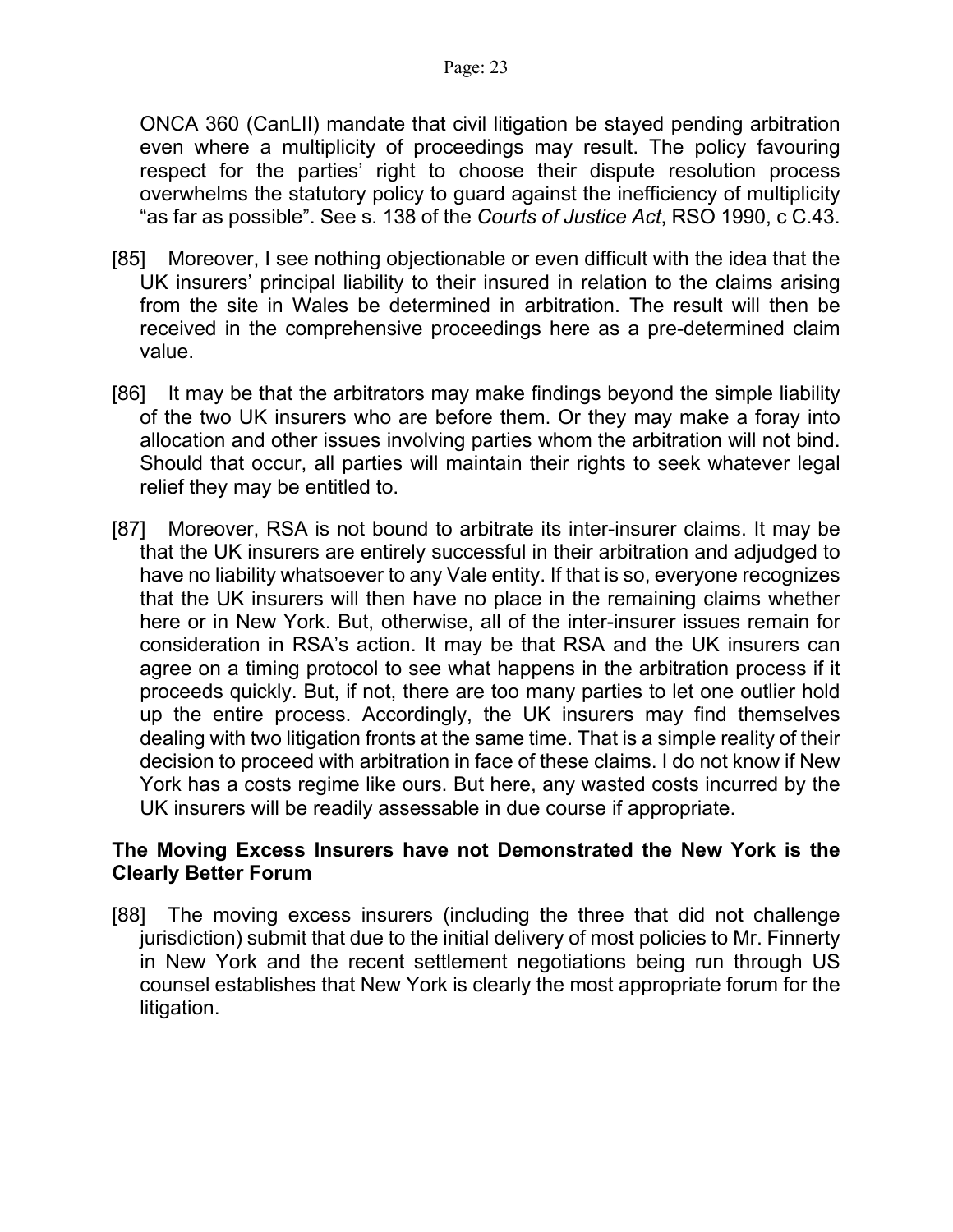ONCA 360 (CanLII) mandate that civil litigation be stayed pending arbitration even where a multiplicity of proceedings may result. The policy favouring respect for the parties' right to choose their dispute resolution process overwhelms the statutory policy to guard against the inefficiency of multiplicity "as far as possible". See s. 138 of the *Courts of Justice Act*, RSO 1990, c C.43.

[85] Moreover, I see nothing objectionable or even difficult with the idea that the UK insurers' principal liability to their insured in relation to the claims arising from the site in Wales be determined in arbitration. The result will then be received in the comprehensive proceedings here as a pre-determined claim value.

[86] It may be that the arbitrators may make findings beyond the simple liability of the two UK insurers who are before them. Or they may make a foray into allocation and other issues involving parties whom the arbitration will not bind. Should that occur, all parties will maintain their rights to seek whatever legal relief they may be entitled to.

[87] Moreover, RSA is not bound to arbitrate its inter-insurer claims. It may be that the UK insurers are entirely successful in their arbitration and adjudged to have no liability whatsoever to any Vale entity. If that is so, everyone recognizes that the UK insurers will then have no place in the remaining claims whether here or in New York. But, otherwise, all of the inter-insurer issues remain for consideration in RSA's action. It may be that RSA and the UK insurers can agree on a timing protocol to see what happens in the arbitration process if it proceeds quickly. But, if not, there are too many parties to let one outlier hold up the entire process. Accordingly, the UK insurers may find themselves dealing with two litigation fronts at the same time. That is a simple reality of their decision to proceed with arbitration in face of these claims. I do not know if New York has a costs regime like ours. But here, any wasted costs incurred by the UK insurers will be readily assessable in due course if appropriate.

### The Moving Excess Insurers have not Demonstrated the New York is the Clearly Better Forum

[88] The moving excess insurers (including the three that did not challenge jurisdiction) submit that due to the initial delivery of most policies to Mr. Finnerty in New York and the recent settlement negotiations being run through US counsel establishes that New York is clearly the most appropriate forum for the litigation.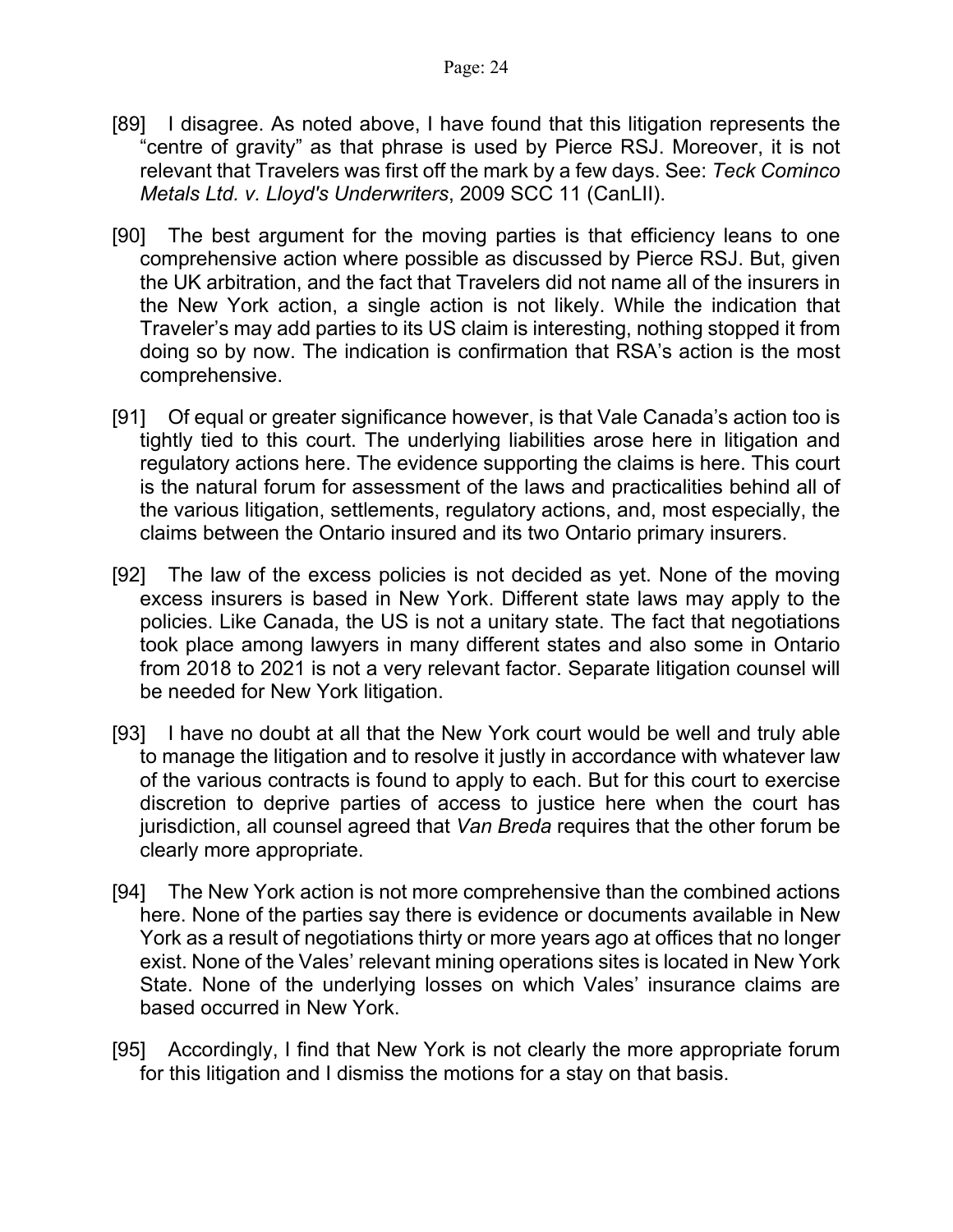[89] I disagree. As noted above, I have found that this litigation represents the "centre of gravity" as that phrase is used by Pierce RSJ. Moreover, it is not relevant that Travelers was first off the mark by a few days. See: *Teck Cominco Metals Ltd. v. Lloyd's Underwriters*, 2009 SCC 11 (CanLII).

[90] The best argument for the moving parties is that efficiency leans to one comprehensive action where possible as discussed by Pierce RSJ. But, given the UK arbitration, and the fact that Travelers did not name all of the insurers in the New York action, a single action is not likely. While the indication that Traveler's may add parties to its US claim is interesting, nothing stopped it from doing so by now. The indication is confirmation that RSA's action is the most comprehensive.

[91] Of equal or greater significance however, is that Vale Canada's action too is tightly tied to this court. The underlying liabilities arose here in litigation and regulatory actions here. The evidence supporting the claims is here. This court is the natural forum for assessment of the laws and practicalities behind all of the various litigation, settlements, regulatory actions, and, most especially, the claims between the Ontario insured and its two Ontario primary insurers.

[92] The law of the excess policies is not decided as yet. None of the moving excess insurers is based in New York. Different state laws may apply to the policies. Like Canada, the US is not a unitary state. The fact that negotiations took place among lawyers in many different states and also some in Ontario from 2018 to 2021 is not a very relevant factor. Separate litigation counsel will be needed for New York litigation.

[93] I have no doubt at all that the New York court would be well and truly able to manage the litigation and to resolve it justly in accordance with whatever law of the various contracts is found to apply to each. But for this court to exercise discretion to deprive parties of access to justice here when the court has jurisdiction, all counsel agreed that *Van Breda* requires that the other forum be clearly more appropriate.

[94] The New York action is not more comprehensive than the combined actions here. None of the parties say there is evidence or documents available in New York as a result of negotiations thirty or more years ago at offices that no longer exist. None of the Vales' relevant mining operations sites is located in New York State. None of the underlying losses on which Vales' insurance claims are based occurred in New York.

[95] Accordingly, I find that New York is not clearly the more appropriate forum for this litigation and I dismiss the motions for a stay on that basis.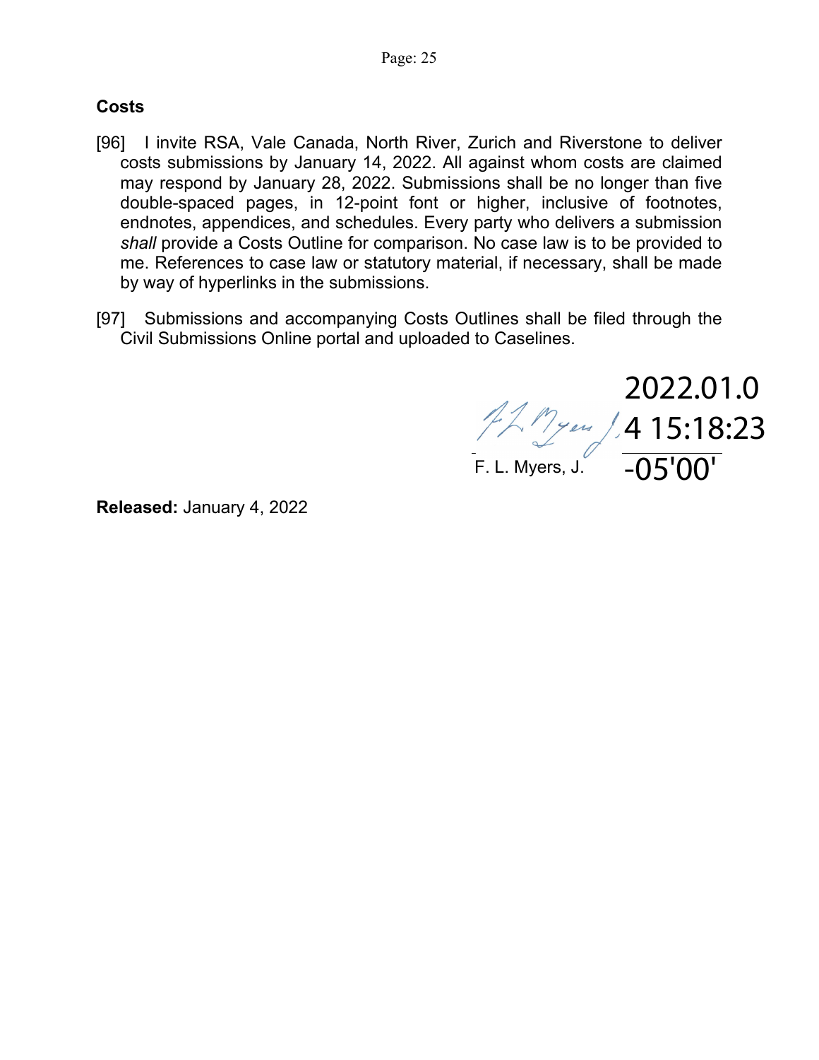## Costs

[96] I invite RSA, Vale Canada, North River, Zurich and Riverstone to deliver costs submissions by January 14, 2022. All against whom costs are claimed may respond by January 28, 2022. Submissions shall be no longer than five double-spaced pages, in 12-point font or higher, inclusive of footnotes, endnotes, appendices, and schedules. Every party who delivers a submission *shall* provide a Costs Outline for comparison. No case law is to be provided to me. References to case law or statutory material, if necessary, shall be made by way of hyperlinks in the submissions.

[97] Submissions and accompanying Costs Outlines shall be filed through the Civil Submissions Online portal and uploaded to Caselines.

2022.01.04 15:18:23 -05'00'

F. L. Myers, J.

**Released:** January 4, 2022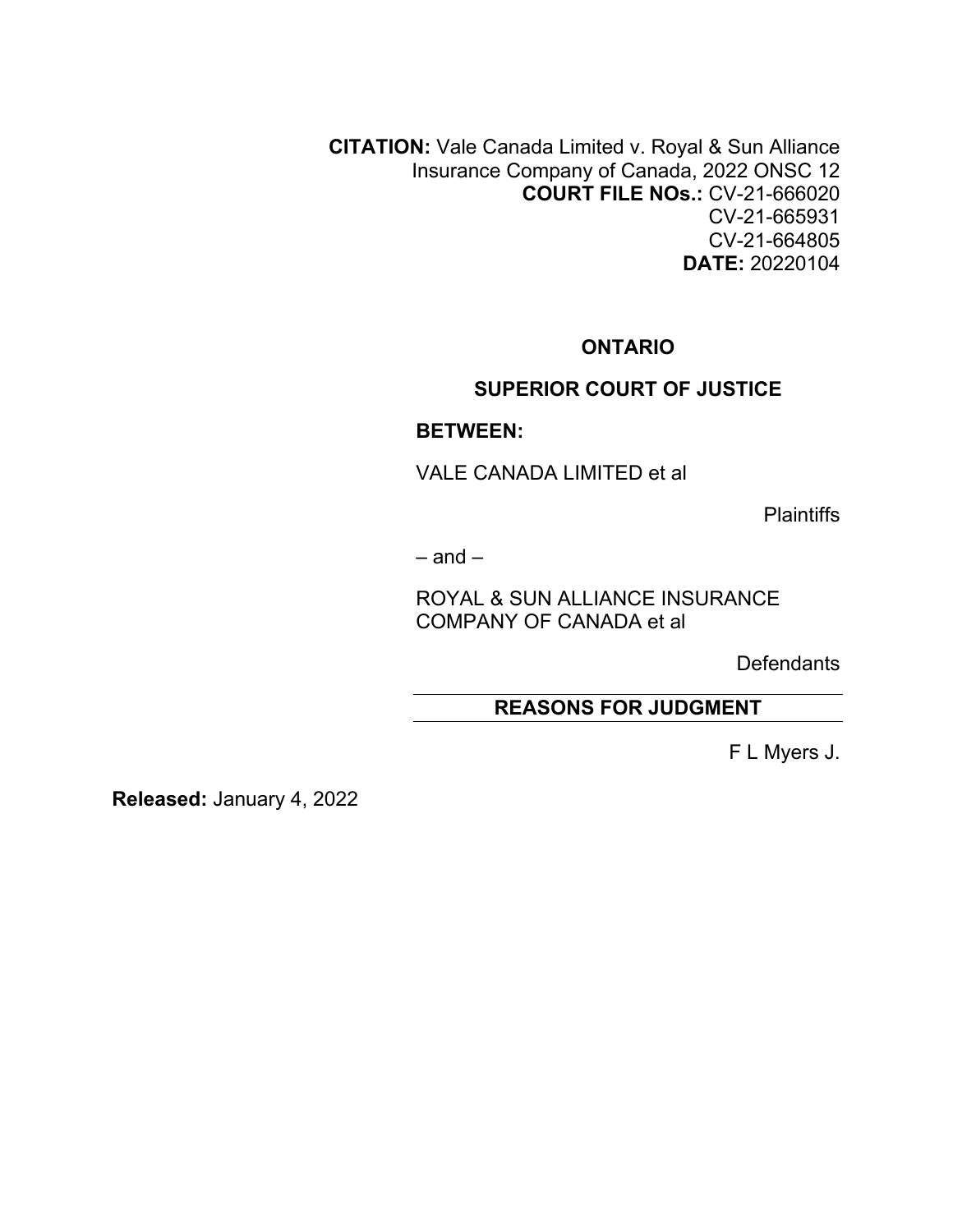**CITATION:** Vale Canada Limited v. Royal & Sun Alliance Insurance Company of Canada, 2022 ONSC 12
**COURT FILE NOs.:** CV-21-666020
CV-21-665931
CV-21-664805
**DATE:** 20220104

**ONTARIO**

**SUPERIOR COURT OF JUSTICE**

**BETWEEN:**

VALE CANADA LIMITED et al

Plaintiffs

– and –

ROYAL & SUN ALLIANCE INSURANCE COMPANY OF CANADA et al

Defendants

**REASONS FOR JUDGMENT**

F L Myers J.

**Released:** January 4, 2022